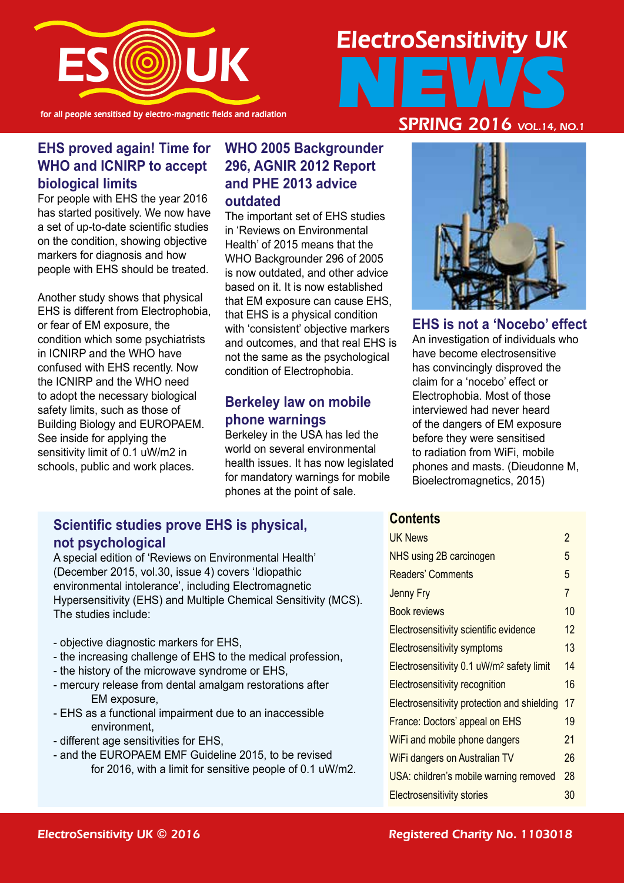# ElectroSensitivity UK NEWS

ES UK — for all people sensitised by electro-magnetic fields and radiation

SPRING 2016 VOL.14, NO.1

## EHS proved again! Time for WHO and ICNIRP to accept biological limits

For people with EHS the year 2016 has started positively. We now have a set of up-to-date scientific studies on the condition, showing objective markers for diagnosis and how people with EHS should be treated.

Another study shows that physical EHS is different from Electrophobia, or fear of EM exposure, the condition which some psychiatrists in ICNIRP and the WHO have confused with EHS recently. Now the ICNIRP and the WHO need to adopt the necessary biological safety limits, such as those of Building Biology and EUROPAEM. See inside for applying the sensitivity limit of 0.1 uW/m2 in schools, public and work places.

## WHO 2005 Backgrounder 296, AGNIR 2012 Report and PHE 2013 advice outdated

The important set of EHS studies in 'Reviews on Environmental Health' of 2015 means that the WHO Backgrounder 296 of 2005 is now outdated, and other advice based on it. It is now established that EM exposure can cause EHS, that EHS is a physical condition with 'consistent' objective markers and outcomes, and that real EHS is not the same as the psychological condition of Electrophobia.

## Berkeley law on mobile phone warnings

Berkeley in the USA has led the world on several environmental health issues. It has now legislated for mandatory warnings for mobile phones at the point of sale.

## EHS is not a 'Nocebo' effect

An investigation of individuals who have become electrosensitive has convincingly disproved the claim for a 'nocebo' effect or Electrophobia. Most of those interviewed had never heard of the dangers of EM exposure before they were sensitised to radiation from WiFi, mobile phones and masts. (Dieudonne M, Bioelectromagnetics, 2015)

## Scientific studies prove EHS is physical, not psychological

A special edition of 'Reviews on Environmental Health' (December 2015, vol.30, issue 4) covers 'Idiopathic environmental intolerance', including Electromagnetic Hypersensitivity (EHS) and Multiple Chemical Sensitivity (MCS). The studies include:

- objective diagnostic markers for EHS,
- the increasing challenge of EHS to the medical profession,
- the history of the microwave syndrome or EHS,
- mercury release from dental amalgam restorations after EM exposure,
- EHS as a functional impairment due to an inaccessible environment,
- different age sensitivities for EHS,
- and the EUROPAEM EMF Guideline 2015, to be revised for 2016, with a limit for sensitive people of 0.1 uW/m2.

## Contents

| | |
|---|---|
| UK News | 2 |
| NHS using 2B carcinogen | 5 |
| Readers' Comments | 5 |
| Jenny Fry | 7 |
| Book reviews | 10 |
| Electrosensitivity scientific evidence | 12 |
| Electrosensitivity symptoms | 13 |
| Electrosensitivity 0.1 uW/m$^2$ safety limit | 14 |
| Electrosensitivity recognition | 16 |
| Electrosensitivity protection and shielding | 17 |
| France: Doctors' appeal on EHS | 19 |
| WiFi and mobile phone dangers | 21 |
| WiFi dangers on Australian TV | 26 |
| USA: children's mobile warning removed | 28 |
| Electrosensitivity stories | 30 |

ElectroSensitivity UK © 2016 — Registered Charity No. 1103018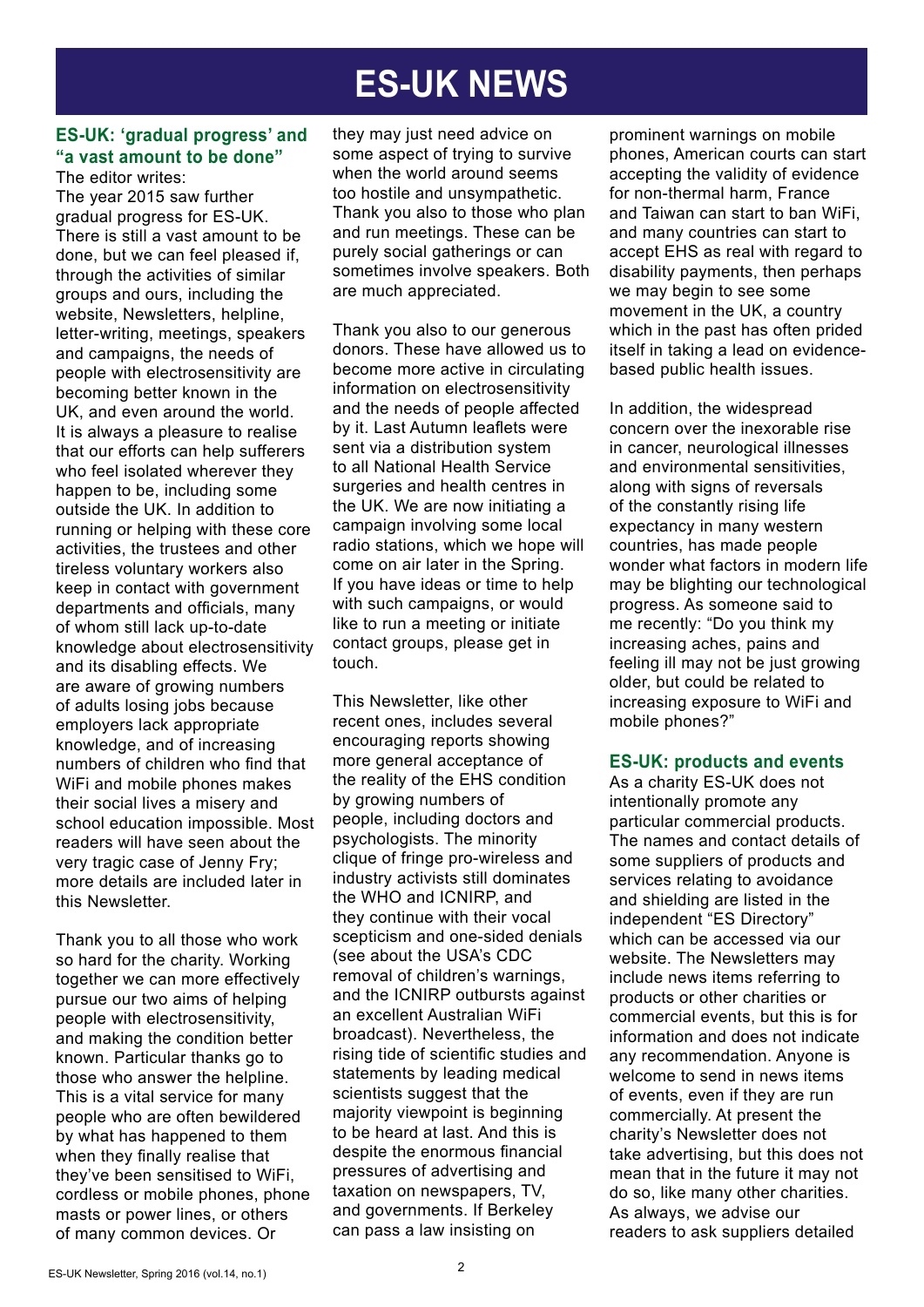# ES-UK NEWS

## ES-UK: 'gradual progress' and "a vast amount to be done"

The editor writes:

The year 2015 saw further gradual progress for ES-UK. There is still a vast amount to be done, but we can feel pleased if, through the activities of similar groups and ours, including the website, Newsletters, helpline, letter-writing, meetings, speakers and campaigns, the needs of people with electrosensitivity are becoming better known in the UK, and even around the world. It is always a pleasure to realise that our efforts can help sufferers who feel isolated wherever they happen to be, including some outside the UK. In addition to running or helping with these core activities, the trustees and other tireless voluntary workers also keep in contact with government departments and officials, many of whom still lack up-to-date knowledge about electrosensitivity and its disabling effects. We are aware of growing numbers of adults losing jobs because employers lack appropriate knowledge, and of increasing numbers of children who find that WiFi and mobile phones makes their social lives a misery and school education impossible. Most readers will have seen about the very tragic case of Jenny Fry; more details are included later in this Newsletter.

Thank you to all those who work so hard for the charity. Working together we can more effectively pursue our two aims of helping people with electrosensitivity, and making the condition better known. Particular thanks go to those who answer the helpline. This is a vital service for many people who are often bewildered by what has happened to them when they finally realise that they've been sensitised to WiFi, cordless or mobile phones, phone masts or power lines, or others of many common devices. Or they may just need advice on some aspect of trying to survive when the world around seems too hostile and unsympathetic. Thank you also to those who plan and run meetings. These can be purely social gatherings or can sometimes involve speakers. Both are much appreciated.

Thank you also to our generous donors. These have allowed us to become more active in circulating information on electrosensitivity and the needs of people affected by it. Last Autumn leaflets were sent via a distribution system to all National Health Service surgeries and health centres in the UK. We are now initiating a campaign involving some local radio stations, which we hope will come on air later in the Spring. If you have ideas or time to help with such campaigns, or would like to run a meeting or initiate contact groups, please get in touch.

This Newsletter, like other recent ones, includes several encouraging reports showing more general acceptance of the reality of the EHS condition by growing numbers of people, including doctors and psychologists. The minority clique of fringe pro-wireless and industry activists still dominates the WHO and ICNIRP, and they continue with their vocal scepticism and one-sided denials (see about the USA's CDC removal of children's warnings, and the ICNIRP outbursts against an excellent Australian WiFi broadcast). Nevertheless, the rising tide of scientific studies and statements by leading medical scientists suggest that the majority viewpoint is beginning to be heard at last. And this is despite the enormous financial pressures of advertising and taxation on newspapers, TV, and governments. If Berkeley can pass a law insisting on prominent warnings on mobile phones, American courts can start accepting the validity of evidence for non-thermal harm, France and Taiwan can start to ban WiFi, and many countries can start to accept EHS as real with regard to disability payments, then perhaps we may begin to see some movement in the UK, a country which in the past has often prided itself in taking a lead on evidence-based public health issues.

In addition, the widespread concern over the inexorable rise in cancer, neurological illnesses and environmental sensitivities, along with signs of reversals of the constantly rising life expectancy in many western countries, has made people wonder what factors in modern life may be blighting our technological progress. As someone said to me recently: "Do you think my increasing aches, pains and feeling ill may not be just growing older, but could be related to increasing exposure to WiFi and mobile phones?"

## ES-UK: products and events

As a charity ES-UK does not intentionally promote any particular commercial products. The names and contact details of some suppliers of products and services relating to avoidance and shielding are listed in the independent "ES Directory" which can be accessed via our website. The Newsletters may include news items referring to products or other charities or commercial events, but this is for information and does not indicate any recommendation. Anyone is welcome to send in news items of events, even if they are run commercially. At present the charity's Newsletter does not take advertising, but this does not mean that in the future it may not do so, like many other charities. As always, we advise our readers to ask suppliers detailed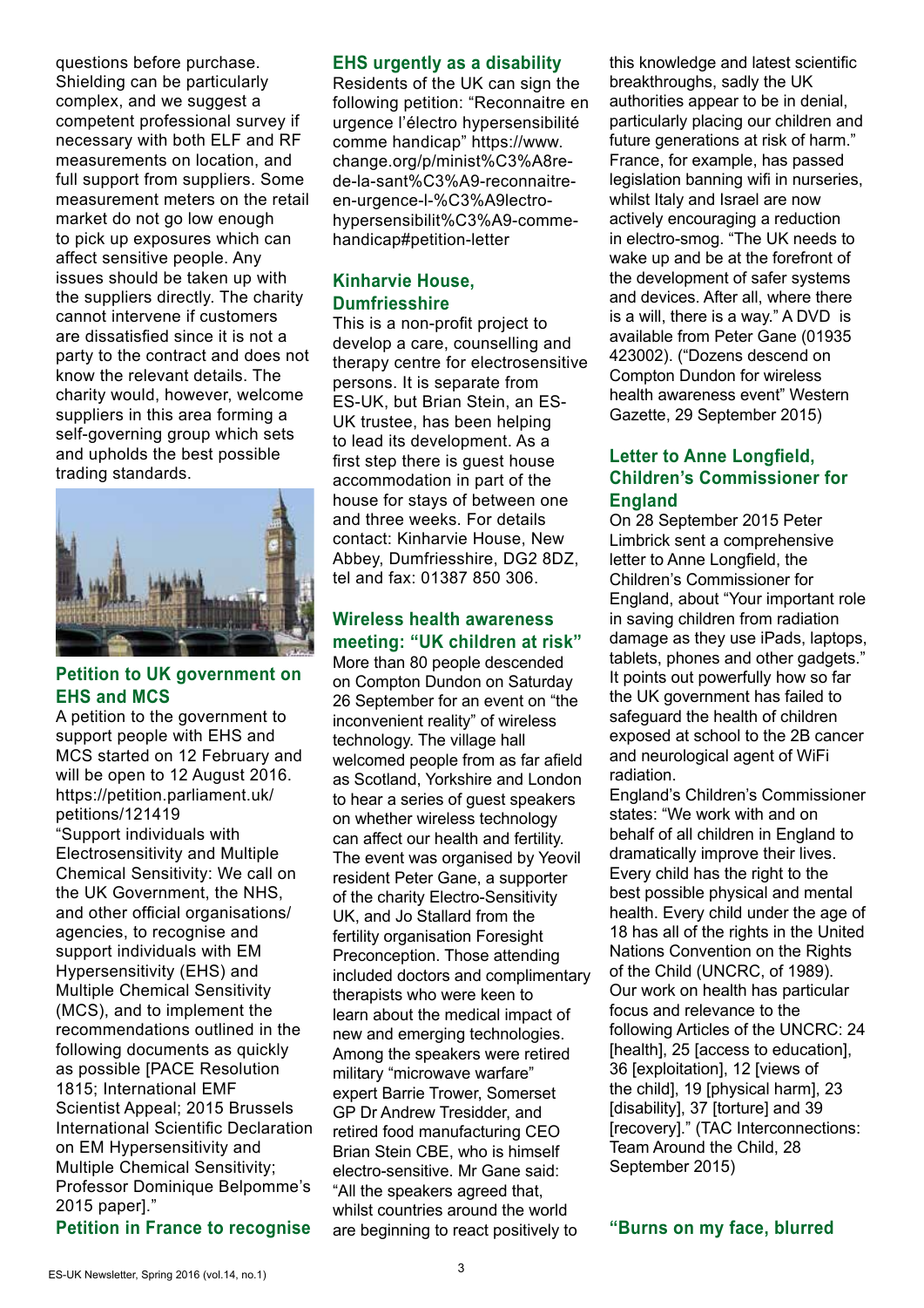questions before purchase. Shielding can be particularly complex, and we suggest a competent professional survey if necessary with both ELF and RF measurements on location, and full support from suppliers. Some measurement meters on the retail market do not go low enough to pick up exposures which can affect sensitive people. Any issues should be taken up with the suppliers directly. The charity cannot intervene if customers are dissatisfied since it is not a party to the contract and does not know the relevant details. The charity would, however, welcome suppliers in this area forming a self-governing group which sets and upholds the best possible trading standards.

### Petition to UK government on EHS and MCS

A petition to the government to support people with EHS and MCS started on 12 February and will be open to 12 August 2016. https://petition.parliament.uk/petitions/121419

"Support individuals with Electrosensitivity and Multiple Chemical Sensitivity: We call on the UK Government, the NHS, and other official organisations/agencies, to recognise and support individuals with EM Hypersensitivity (EHS) and Multiple Chemical Sensitivity (MCS), and to implement the recommendations outlined in the following documents as quickly as possible [PACE Resolution 1815; International EMF Scientist Appeal; 2015 Brussels International Scientific Declaration on EM Hypersensitivity and Multiple Chemical Sensitivity; Professor Dominique Belpomme's 2015 paper]."

### Petition in France to recognise EHS urgently as a disability

Residents of the UK can sign the following petition: "Reconnaitre en urgence l'électro hypersensibilité comme handicap" https://www.change.org/p/minist%C3%A8re-de-la-sant%C3%A9-reconnaitre-en-urgence-l-%C3%A9lectro-hypersensibilit%C3%A9-comme-handicap#petition-letter

### Kinharvie House, Dumfriesshire

This is a non-profit project to develop a care, counselling and therapy centre for electrosensitive persons. It is separate from ES-UK, but Brian Stein, an ES-UK trustee, has been helping to lead its development. As a first step there is guest house accommodation in part of the house for stays of between one and three weeks. For details contact: Kinharvie House, New Abbey, Dumfriesshire, DG2 8DZ, tel and fax: 01387 850 306.

### Wireless health awareness meeting: "UK children at risk"

More than 80 people descended on Compton Dundon on Saturday 26 September for an event on "the inconvenient reality" of wireless technology. The village hall welcomed people from as far afield as Scotland, Yorkshire and London to hear a series of guest speakers on whether wireless technology can affect our health and fertility. The event was organised by Yeovil resident Peter Gane, a supporter of the charity Electro-Sensitivity UK, and Jo Stallard from the fertility organisation Foresight Preconception. Those attending included doctors and complimentary therapists who were keen to learn about the medical impact of new and emerging technologies. Among the speakers were retired military "microwave warfare" expert Barrie Trower, Somerset GP Dr Andrew Tresidder, and retired food manufacturing CEO Brian Stein CBE, who is himself electro-sensitive. Mr Gane said: "All the speakers agreed that, whilst countries around the world are beginning to react positively to this knowledge and latest scientific breakthroughs, sadly the UK authorities appear to be in denial, particularly placing our children and future generations at risk of harm." France, for example, has passed legislation banning wifi in nurseries, whilst Italy and Israel are now actively encouraging a reduction in electro-smog. "The UK needs to wake up and be at the forefront of the development of safer systems and devices. After all, where there is a will, there is a way." A DVD is available from Peter Gane (01935 423002). ("Dozens descend on Compton Dundon for wireless health awareness event" Western Gazette, 29 September 2015)

### Letter to Anne Longfield, Children's Commissioner for England

On 28 September 2015 Peter Limbrick sent a comprehensive letter to Anne Longfield, the Children's Commissioner for England, about "Your important role in saving children from radiation damage as they use iPads, laptops, tablets, phones and other gadgets." It points out powerfully how so far the UK government has failed to safeguard the health of children exposed at school to the 2B cancer and neurological agent of WiFi radiation.

England's Children's Commissioner states: "We work with and on behalf of all children in England to dramatically improve their lives. Every child has the right to the best possible physical and mental health. Every child under the age of 18 has all of the rights in the United Nations Convention on the Rights of the Child (UNCRC, of 1989). Our work on health has particular focus and relevance to the following Articles of the UNCRC: 24 [health], 25 [access to education], 36 [exploitation], 12 [views of the child], 19 [physical harm], 23 [disability], 37 [torture] and 39 [recovery]." (TAC Interconnections: Team Around the Child, 28 September 2015)

### "Burns on my face, blurred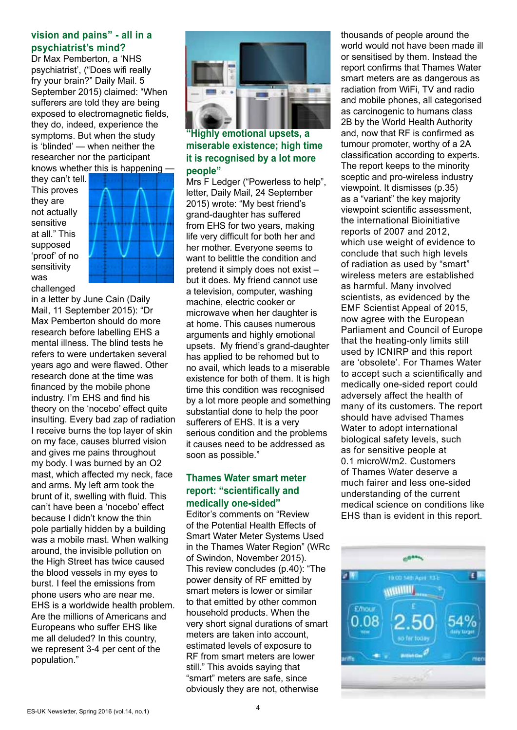### vision and pains" - all in a psychiatrist's mind?

Dr Max Pemberton, a 'NHS psychiatrist', ("Does wifi really fry your brain?" Daily Mail. 5 September 2015) claimed: "When sufferers are told they are being exposed to electromagnetic fields, they do, indeed, experience the symptoms. But when the study is 'blinded' — when neither the researcher nor the participant knows whether this is happening — they can't tell. This proves they are not actually sensitive at all." This supposed 'proof' of no sensitivity was challenged in a letter by June Cain (Daily Mail, 11 September 2015): "Dr Max Pemberton should do more research before labelling EHS a mental illness. The blind tests he refers to were undertaken several years ago and were flawed. Other research done at the time was financed by the mobile phone industry. I'm EHS and find his theory on the 'nocebo' effect quite insulting. Every bad zap of radiation I receive burns the top layer of skin on my face, causes blurred vision and gives me pains throughout my body. I was burned by an O2 mast, which affected my neck, face and arms. My left arm took the brunt of it, swelling with fluid. This can't have been a 'nocebo' effect because I didn't know the thin pole partially hidden by a building was a mobile mast. When walking around, the invisible pollution on the High Street has twice caused the blood vessels in my eyes to burst. I feel the emissions from phone users who are near me. EHS is a worldwide health problem. Are the millions of Americans and Europeans who suffer EHS like me all deluded? In this country, we represent 3-4 per cent of the population."

### "Highly emotional upsets, a miserable existence; high time it is recognised by a lot more people"

Mrs F Ledger ("Powerless to help", letter, Daily Mail, 24 September 2015) wrote: "My best friend's grand-daughter has suffered from EHS for two years, making life very difficult for both her and her mother. Everyone seems to want to belittle the condition and pretend it simply does not exist – but it does. My friend cannot use a television, computer, washing machine, electric cooker or microwave when her daughter is at home. This causes numerous arguments and highly emotional upsets. My friend's grand-daughter has applied to be rehomed but to no avail, which leads to a miserable existence for both of them. It is high time this condition was recognised by a lot more people and something substantial done to help the poor sufferers of EHS. It is a very serious condition and the problems it causes need to be addressed as soon as possible."

### Thames Water smart meter report: "scientifically and medically one-sided"

Editor's comments on "Review of the Potential Health Effects of Smart Water Meter Systems Used in the Thames Water Region" (WRc of Swindon, November 2015). This review concludes (p.40): "The power density of RF emitted by smart meters is lower or similar to that emitted by other common household products. When the very short signal durations of smart meters are taken into account, estimated levels of exposure to RF from smart meters are lower still." This avoids saying that "smart" meters are safe, since obviously they are not, otherwise thousands of people around the world would not have been made ill or sensitised by them. Instead the report confirms that Thames Water smart meters are as dangerous as radiation from WiFi, TV and radio and mobile phones, all categorised as carcinogenic to humans class 2B by the World Health Authority and, now that RF is confirmed as tumour promoter, worthy of a 2A classification according to experts. The report keeps to the minority sceptic and pro-wireless industry viewpoint. It dismisses (p.35) as a "variant" the key majority viewpoint scientific assessment, the international Bioinitiative reports of 2007 and 2012, which use weight of evidence to conclude that such high levels of radiation as used by "smart" wireless meters are established as harmful. Many involved scientists, as evidenced by the EMF Scientist Appeal of 2015, now agree with the European Parliament and Council of Europe that the heating-only limits still used by ICNIRP and this report are 'obsolete'. For Thames Water to accept such a scientifically and medically one-sided report could adversely affect the health of many of its customers. The report should have advised Thames Water to adopt international biological safety levels, such as for sensitive people at 0.1 microW/m2. Customers of Thames Water deserve a much fairer and less one-sided understanding of the current medical science on conditions like EHS than is evident in this report.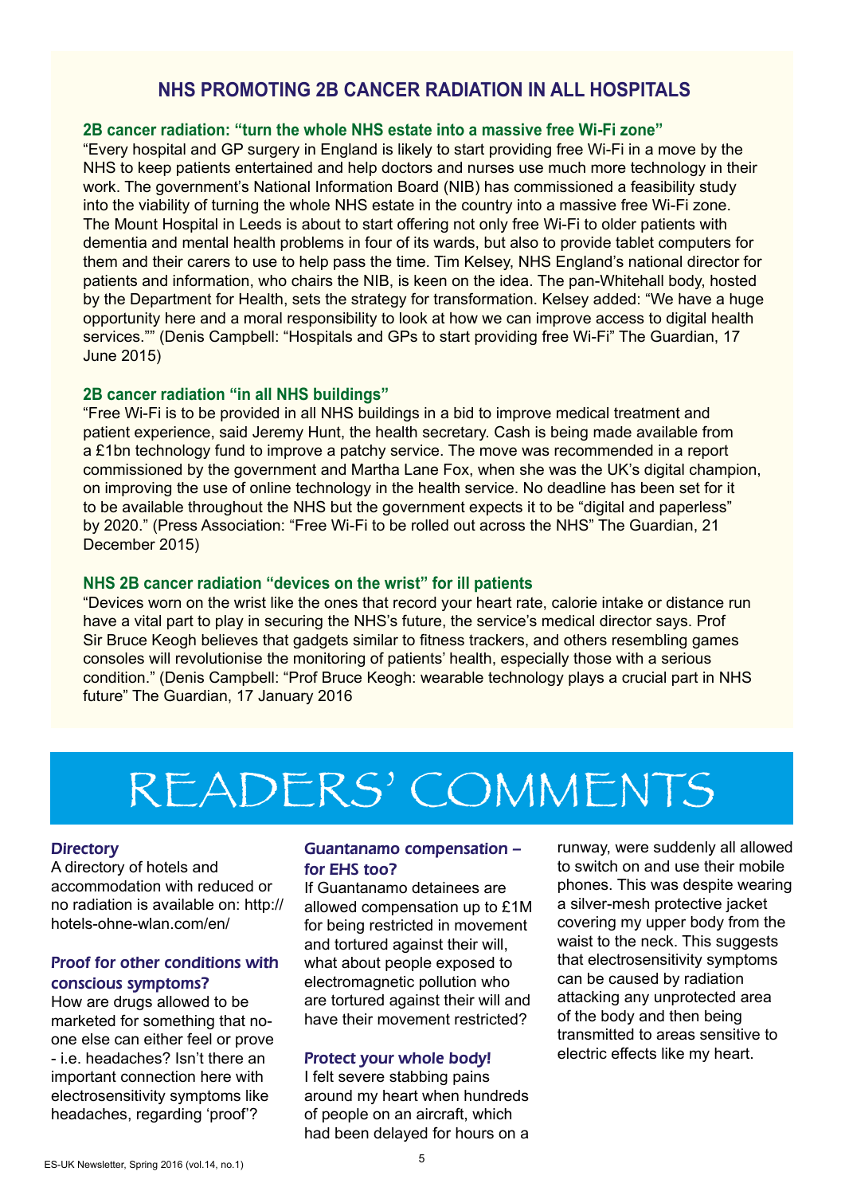## NHS PROMOTING 2B CANCER RADIATION IN ALL HOSPITALS

### 2B cancer radiation: "turn the whole NHS estate into a massive free Wi-Fi zone"

"Every hospital and GP surgery in England is likely to start providing free Wi-Fi in a move by the NHS to keep patients entertained and help doctors and nurses use much more technology in their work. The government's National Information Board (NIB) has commissioned a feasibility study into the viability of turning the whole NHS estate in the country into a massive free Wi-Fi zone. The Mount Hospital in Leeds is about to start offering not only free Wi-Fi to older patients with dementia and mental health problems in four of its wards, but also to provide tablet computers for them and their carers to use to help pass the time. Tim Kelsey, NHS England's national director for patients and information, who chairs the NIB, is keen on the idea. The pan-Whitehall body, hosted by the Department for Health, sets the strategy for transformation. Kelsey added: "We have a huge opportunity here and a moral responsibility to look at how we can improve access to digital health services."" (Denis Campbell: "Hospitals and GPs to start providing free Wi-Fi" The Guardian, 17 June 2015)

### 2B cancer radiation "in all NHS buildings"

"Free Wi-Fi is to be provided in all NHS buildings in a bid to improve medical treatment and patient experience, said Jeremy Hunt, the health secretary. Cash is being made available from a £1bn technology fund to improve a patchy service. The move was recommended in a report commissioned by the government and Martha Lane Fox, when she was the UK's digital champion, on improving the use of online technology in the health service. No deadline has been set for it to be available throughout the NHS but the government expects it to be "digital and paperless" by 2020." (Press Association: "Free Wi-Fi to be rolled out across the NHS" The Guardian, 21 December 2015)

### NHS 2B cancer radiation "devices on the wrist" for ill patients

"Devices worn on the wrist like the ones that record your heart rate, calorie intake or distance run have a vital part to play in securing the NHS's future, the service's medical director says. Prof Sir Bruce Keogh believes that gadgets similar to fitness trackers, and others resembling games consoles will revolutionise the monitoring of patients' health, especially those with a serious condition." (Denis Campbell: "Prof Bruce Keogh: wearable technology plays a crucial part in NHS future" The Guardian, 17 January 2016

# READERS' COMMENTS

### Directory

A directory of hotels and accommodation with reduced or no radiation is available on: http://hotels-ohne-wlan.com/en/

### Proof for other conditions with conscious symptoms?

How are drugs allowed to be marketed for something that no-one else can either feel or prove - i.e. headaches? Isn't there an important connection here with electrosensitivity symptoms like headaches, regarding 'proof'?

### Guantanamo compensation – for EHS too?

If Guantanamo detainees are allowed compensation up to £1M for being restricted in movement and tortured against their will, what about people exposed to electromagnetic pollution who are tortured against their will and have their movement restricted?

### Protect your whole body!

I felt severe stabbing pains around my heart when hundreds of people on an aircraft, which had been delayed for hours on a runway, were suddenly all allowed to switch on and use their mobile phones. This was despite wearing a silver-mesh protective jacket covering my upper body from the waist to the neck. This suggests that electrosensitivity symptoms can be caused by radiation attacking any unprotected area of the body and then being transmitted to areas sensitive to electric effects like my heart.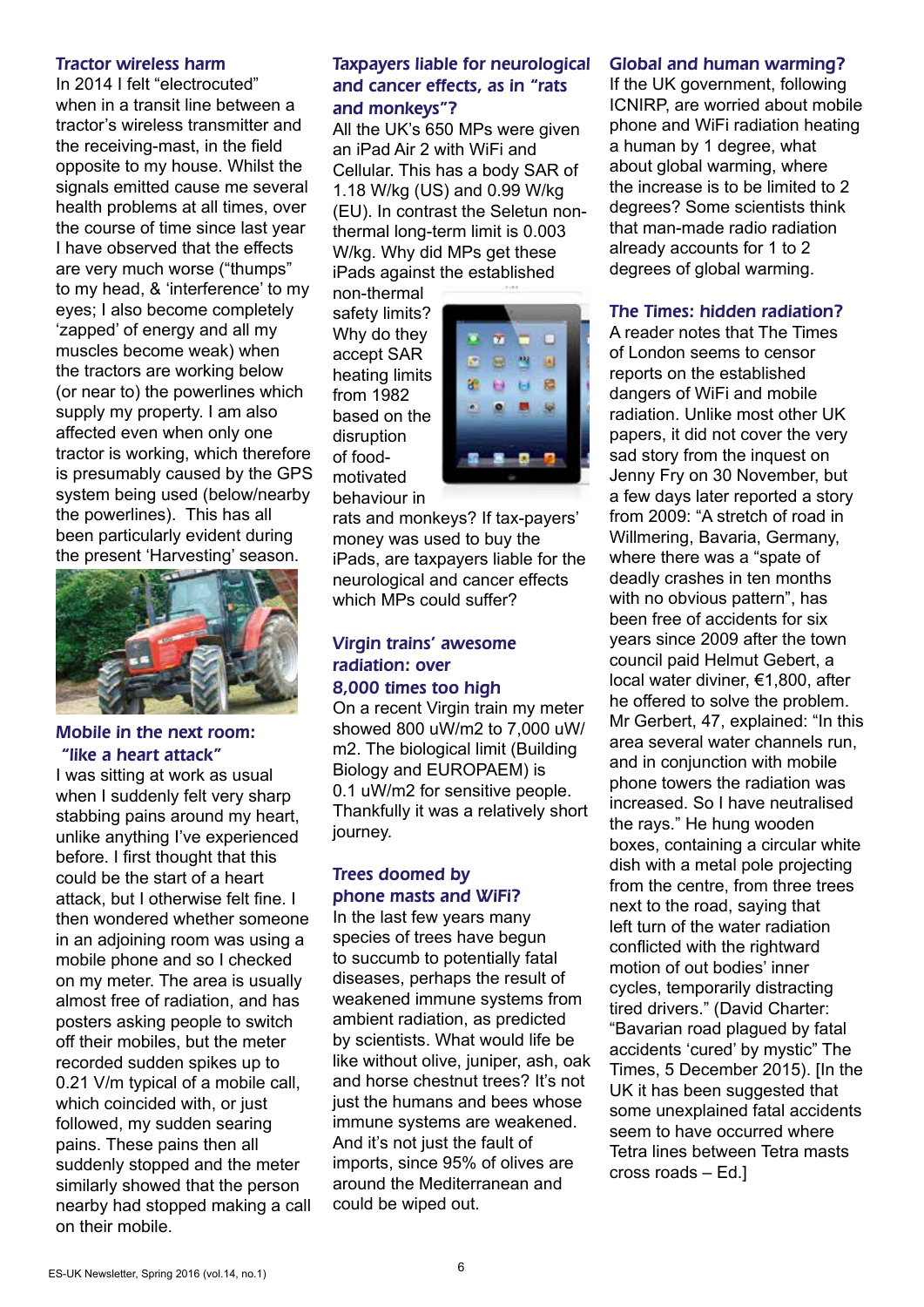### Tractor wireless harm

In 2014 I felt "electrocuted" when in a transit line between a tractor's wireless transmitter and the receiving-mast, in the field opposite to my house. Whilst the signals emitted cause me several health problems at all times, over the course of time since last year I have observed that the effects are very much worse ("thumps" to my head, & 'interference' to my eyes; I also become completely 'zapped' of energy and all my muscles become weak) when the tractors are working below (or near to) the powerlines which supply my property. I am also affected even when only one tractor is working, which therefore is presumably caused by the GPS system being used (below/nearby the powerlines). This has all been particularly evident during the present 'Harvesting' season.

### Mobile in the next room: "like a heart attack"

I was sitting at work as usual when I suddenly felt very sharp stabbing pains around my heart, unlike anything I've experienced before. I first thought that this could be the start of a heart attack, but I otherwise felt fine. I then wondered whether someone in an adjoining room was using a mobile phone and so I checked on my meter. The area is usually almost free of radiation, and has posters asking people to switch off their mobiles, but the meter recorded sudden spikes up to 0.21 V/m typical of a mobile call, which coincided with, or just followed, my sudden searing pains. These pains then all suddenly stopped and the meter similarly showed that the person nearby had stopped making a call on their mobile.

### Taxpayers liable for neurological and cancer effects, as in "rats and monkeys"?

All the UK's 650 MPs were given an iPad Air 2 with WiFi and Cellular. This has a body SAR of 1.18 W/kg (US) and 0.99 W/kg (EU). In contrast the Seletun non-thermal long-term limit is 0.003 W/kg. Why did MPs get these iPads against the established non-thermal safety limits? Why do they accept SAR heating limits from 1982 based on the disruption of food-motivated behaviour in rats and monkeys? If tax-payers' money was used to buy the iPads, are taxpayers liable for the neurological and cancer effects which MPs could suffer?

### Virgin trains' awesome radiation: over 8,000 times too high

On a recent Virgin train my meter showed 800 uW/m2 to 7,000 uW/m2. The biological limit (Building Biology and EUROPAEM) is 0.1 uW/m2 for sensitive people. Thankfully it was a relatively short journey.

### Trees doomed by phone masts and WiFi?

In the last few years many species of trees have begun to succumb to potentially fatal diseases, perhaps the result of weakened immune systems from ambient radiation, as predicted by scientists. What would life be like without olive, juniper, ash, oak and horse chestnut trees? It's not just the humans and bees whose immune systems are weakened. And it's not just the fault of imports, since 95% of olives are around the Mediterranean and could be wiped out.

### Global and human warming?

If the UK government, following ICNIRP, are worried about mobile phone and WiFi radiation heating a human by 1 degree, what about global warming, where the increase is to be limited to 2 degrees? Some scientists think that man-made radio radiation already accounts for 1 to 2 degrees of global warming.

### The Times: hidden radiation?

A reader notes that The Times of London seems to censor reports on the established dangers of WiFi and mobile radiation. Unlike most other UK papers, it did not cover the very sad story from the inquest on Jenny Fry on 30 November, but a few days later reported a story from 2009: "A stretch of road in Willmering, Bavaria, Germany, where there was a "spate of deadly crashes in ten months with no obvious pattern", has been free of accidents for six years since 2009 after the town council paid Helmut Gebert, a local water diviner, €1,800, after he offered to solve the problem. Mr Gerbert, 47, explained: "In this area several water channels run, and in conjunction with mobile phone towers the radiation was increased. So I have neutralised the rays." He hung wooden boxes, containing a circular white dish with a metal pole projecting from the centre, from three trees next to the road, saying that left turn of the water radiation conflicted with the rightward motion of out bodies' inner cycles, temporarily distracting tired drivers." (David Charter: "Bavarian road plagued by fatal accidents 'cured' by mystic" The Times, 5 December 2015). [In the UK it has been suggested that some unexplained fatal accidents seem to have occurred where Tetra lines between Tetra masts cross roads – Ed.]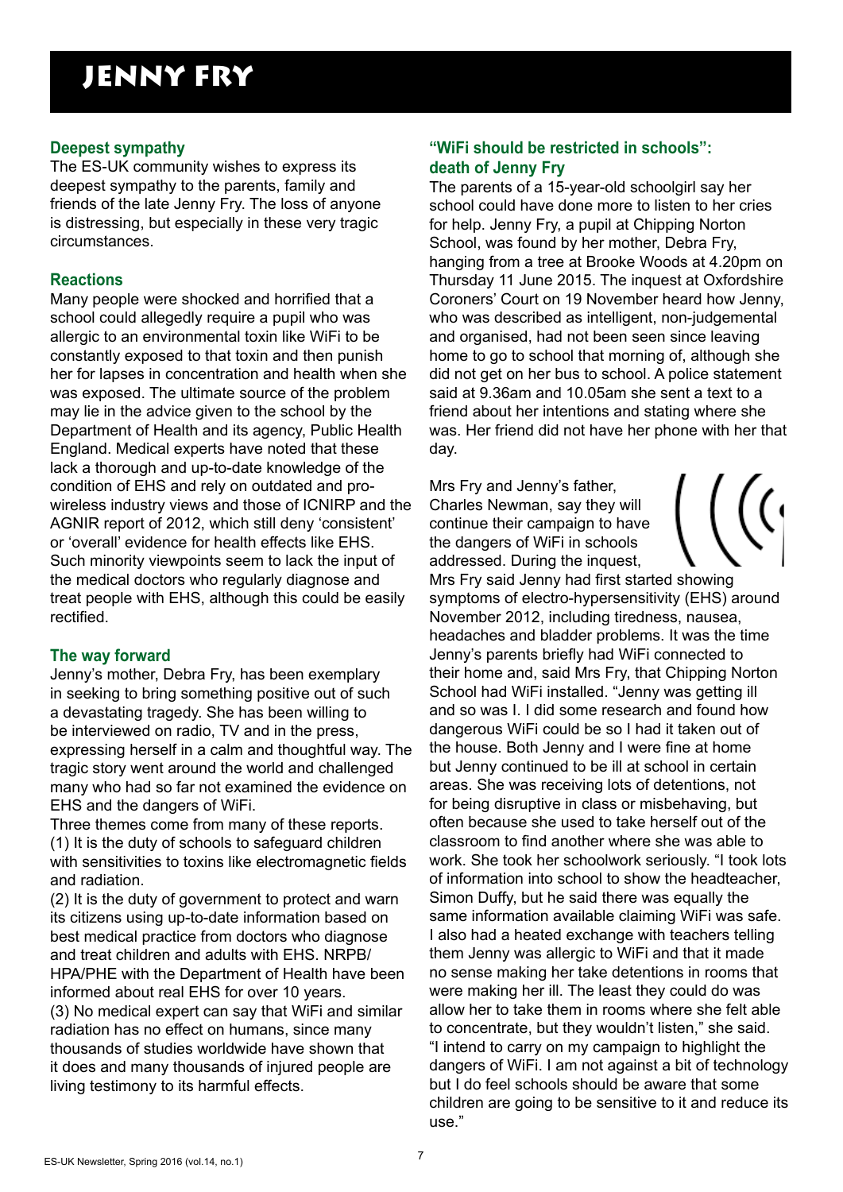# JENNY FRY

### Deepest sympathy

The ES-UK community wishes to express its deepest sympathy to the parents, family and friends of the late Jenny Fry. The loss of anyone is distressing, but especially in these very tragic circumstances.

### Reactions

Many people were shocked and horrified that a school could allegedly require a pupil who was allergic to an environmental toxin like WiFi to be constantly exposed to that toxin and then punish her for lapses in concentration and health when she was exposed. The ultimate source of the problem may lie in the advice given to the school by the Department of Health and its agency, Public Health England. Medical experts have noted that these lack a thorough and up-to-date knowledge of the condition of EHS and rely on outdated and pro-wireless industry views and those of ICNIRP and the AGNIR report of 2012, which still deny 'consistent' or 'overall' evidence for health effects like EHS. Such minority viewpoints seem to lack the input of the medical doctors who regularly diagnose and treat people with EHS, although this could be easily rectified.

### The way forward

Jenny's mother, Debra Fry, has been exemplary in seeking to bring something positive out of such a devastating tragedy. She has been willing to be interviewed on radio, TV and in the press, expressing herself in a calm and thoughtful way. The tragic story went around the world and challenged many who had so far not examined the evidence on EHS and the dangers of WiFi.

Three themes come from many of these reports.

(1) It is the duty of schools to safeguard children with sensitivities to toxins like electromagnetic fields and radiation.

(2) It is the duty of government to protect and warn its citizens using up-to-date information based on best medical practice from doctors who diagnose and treat children and adults with EHS. NRPB/HPA/PHE with the Department of Health have been informed about real EHS for over 10 years.

(3) No medical expert can say that WiFi and similar radiation has no effect on humans, since many thousands of studies worldwide have shown that it does and many thousands of injured people are living testimony to its harmful effects.

### "WiFi should be restricted in schools": death of Jenny Fry

The parents of a 15-year-old schoolgirl say her school could have done more to listen to her cries for help. Jenny Fry, a pupil at Chipping Norton School, was found by her mother, Debra Fry, hanging from a tree at Brooke Woods at 4.20pm on Thursday 11 June 2015. The inquest at Oxfordshire Coroners' Court on 19 November heard how Jenny, who was described as intelligent, non-judgemental and organised, had not been seen since leaving home to go to school that morning of, although she did not get on her bus to school. A police statement said at 9.36am and 10.05am she sent a text to a friend about her intentions and stating where she was. Her friend did not have her phone with her that day.

Mrs Fry and Jenny's father, Charles Newman, say they will continue their campaign to have the dangers of WiFi in schools addressed. During the inquest, Mrs Fry said Jenny had first started showing symptoms of electro-hypersensitivity (EHS) around November 2012, including tiredness, nausea, headaches and bladder problems. It was the time Jenny's parents briefly had WiFi connected to their home and, said Mrs Fry, that Chipping Norton School had WiFi installed. "Jenny was getting ill and so was I. I did some research and found how dangerous WiFi could be so I had it taken out of the house. Both Jenny and I were fine at home but Jenny continued to be ill at school in certain areas. She was receiving lots of detentions, not for being disruptive in class or misbehaving, but often because she used to take herself out of the classroom to find another where she was able to work. She took her schoolwork seriously. "I took lots of information into school to show the headteacher, Simon Duffy, but he said there was equally the same information available claiming WiFi was safe. I also had a heated exchange with teachers telling them Jenny was allergic to WiFi and that it made no sense making her take detentions in rooms that were making her ill. The least they could do was allow her to take them in rooms where she felt able to concentrate, but they wouldn't listen," she said. "I intend to carry on my campaign to highlight the dangers of WiFi. I am not against a bit of technology but I do feel schools should be aware that some children are going to be sensitive to it and reduce its use."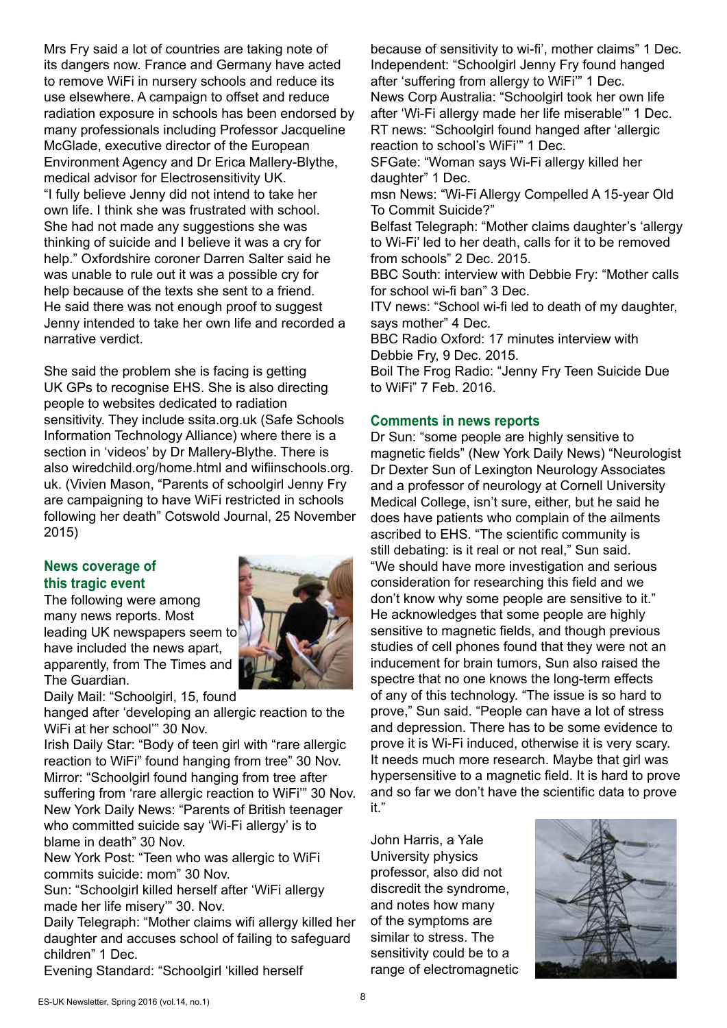Mrs Fry said a lot of countries are taking note of its dangers now. France and Germany have acted to remove WiFi in nursery schools and reduce its use elsewhere. A campaign to offset and reduce radiation exposure in schools has been endorsed by many professionals including Professor Jacqueline McGlade, executive director of the European Environment Agency and Dr Erica Mallery-Blythe, medical advisor for Electrosensitivity UK.

"I fully believe Jenny did not intend to take her own life. I think she was frustrated with school. She had not made any suggestions she was thinking of suicide and I believe it was a cry for help." Oxfordshire coroner Darren Salter said he was unable to rule out it was a possible cry for help because of the texts she sent to a friend. He said there was not enough proof to suggest Jenny intended to take her own life and recorded a narrative verdict.

She said the problem she is facing is getting UK GPs to recognise EHS. She is also directing people to websites dedicated to radiation sensitivity. They include ssita.org.uk (Safe Schools Information Technology Alliance) where there is a section in 'videos' by Dr Mallery-Blythe. There is also wiredchild.org/home.html and wifiinschools.org.uk. (Vivien Mason, "Parents of schoolgirl Jenny Fry are campaigning to have WiFi restricted in schools following her death" Cotswold Journal, 25 November 2015)

## News coverage of this tragic event

The following were among many news reports. Most leading UK newspapers seem to have included the news apart, apparently, from The Times and The Guardian.

Daily Mail: "Schoolgirl, 15, found hanged after 'developing an allergic reaction to the WiFi at her school'" 30 Nov.

Irish Daily Star: "Body of teen girl with "rare allergic reaction to WiFi" found hanging from tree" 30 Nov.

Mirror: "Schoolgirl found hanging from tree after suffering from 'rare allergic reaction to WiFi'" 30 Nov.

New York Daily News: "Parents of British teenager who committed suicide say 'Wi-Fi allergy' is to blame in death" 30 Nov.

New York Post: "Teen who was allergic to WiFi commits suicide: mom" 30 Nov.

Sun: "Schoolgirl killed herself after 'WiFi allergy made her life misery'" 30. Nov.

Daily Telegraph: "Mother claims wifi allergy killed her daughter and accuses school of failing to safeguard children" 1 Dec.

Evening Standard: "Schoolgirl 'killed herself because of sensitivity to wi-fi', mother claims" 1 Dec.

Independent: "Schoolgirl Jenny Fry found hanged after 'suffering from allergy to WiFi'" 1 Dec.

News Corp Australia: "Schoolgirl took her own life after 'Wi-Fi allergy made her life miserable'" 1 Dec.

RT news: "Schoolgirl found hanged after 'allergic reaction to school's WiFi'" 1 Dec.

SFGate: "Woman says Wi-Fi allergy killed her daughter" 1 Dec.

msn News: "Wi-Fi Allergy Compelled A 15-year Old To Commit Suicide?"

Belfast Telegraph: "Mother claims daughter's 'allergy to Wi-Fi' led to her death, calls for it to be removed from schools" 2 Dec. 2015.

BBC South: interview with Debbie Fry: "Mother calls for school wi-fi ban" 3 Dec.

ITV news: "School wi-fi led to death of my daughter, says mother" 4 Dec.

BBC Radio Oxford: 17 minutes interview with Debbie Fry, 9 Dec. 2015.

Boil The Frog Radio: "Jenny Fry Teen Suicide Due to WiFi" 7 Feb. 2016.

## Comments in news reports

Dr Sun: "some people are highly sensitive to magnetic fields" (New York Daily News) "Neurologist Dr Dexter Sun of Lexington Neurology Associates and a professor of neurology at Cornell University Medical College, isn't sure, either, but he said he does have patients who complain of the ailments ascribed to EHS. "The scientific community is still debating: is it real or not real," Sun said. "We should have more investigation and serious consideration for researching this field and we don't know why some people are sensitive to it." He acknowledges that some people are highly sensitive to magnetic fields, and though previous studies of cell phones found that they were not an inducement for brain tumors, Sun also raised the spectre that no one knows the long-term effects of any of this technology. "The issue is so hard to prove," Sun said. "People can have a lot of stress and depression. There has to be some evidence to prove it is Wi-Fi induced, otherwise it is very scary. It needs much more research. Maybe that girl was hypersensitive to a magnetic field. It is hard to prove and so far we don't have the scientific data to prove it."

John Harris, a Yale University physics professor, also did not discredit the syndrome, and notes how many of the symptoms are similar to stress. The sensitivity could be to a range of electromagnetic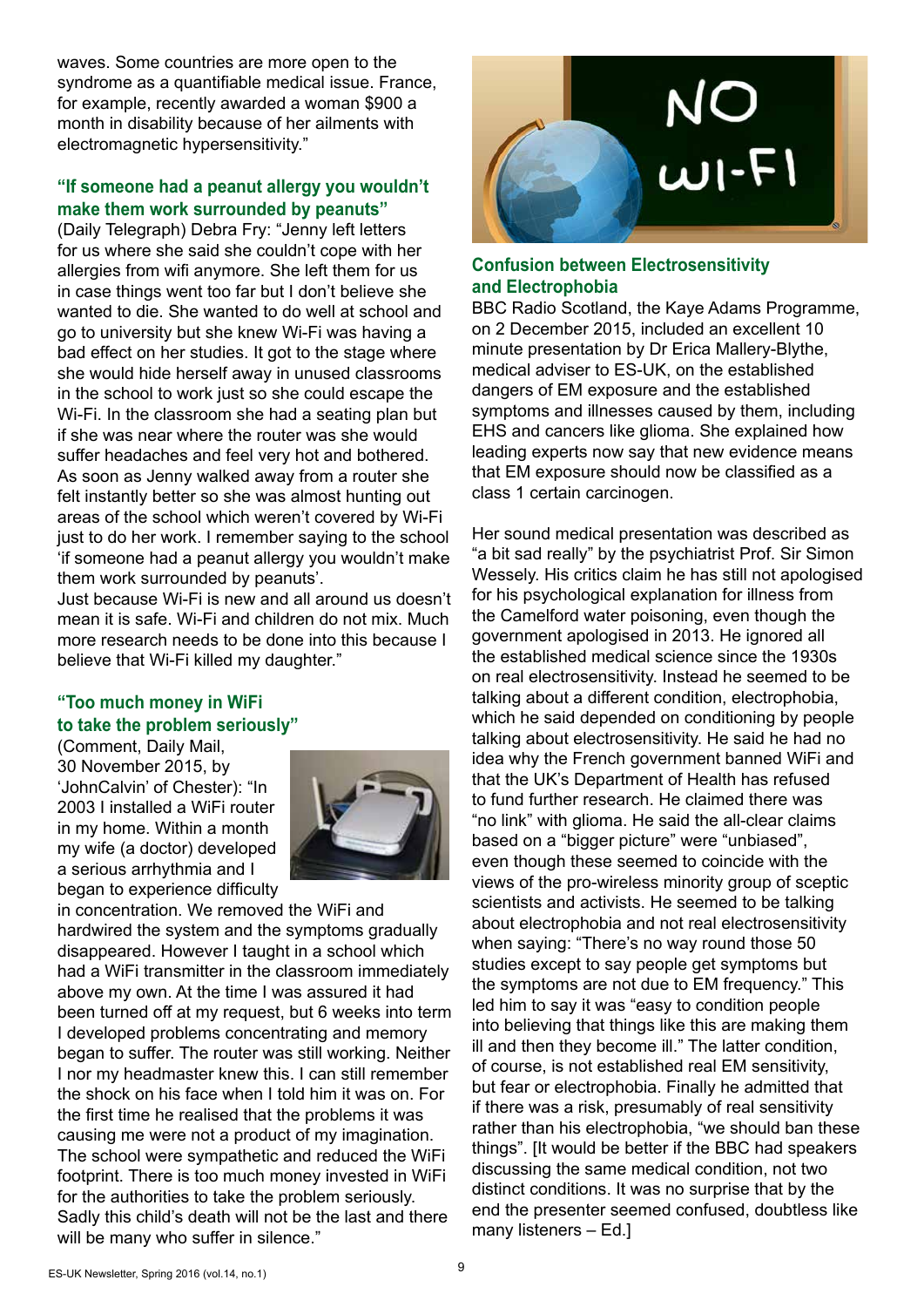waves. Some countries are more open to the syndrome as a quantifiable medical issue. France, for example, recently awarded a woman $900 a month in disability because of her ailments with electromagnetic hypersensitivity."

### "If someone had a peanut allergy you wouldn't make them work surrounded by peanuts"

(Daily Telegraph) Debra Fry: "Jenny left letters for us where she said she couldn't cope with her allergies from wifi anymore. She left them for us in case things went too far but I don't believe she wanted to die. She wanted to do well at school and go to university but she knew Wi-Fi was having a bad effect on her studies. It got to the stage where she would hide herself away in unused classrooms in the school to work just so she could escape the Wi-Fi. In the classroom she had a seating plan but if she was near where the router was she would suffer headaches and feel very hot and bothered. As soon as Jenny walked away from a router she felt instantly better so she was almost hunting out areas of the school which weren't covered by Wi-Fi just to do her work. I remember saying to the school 'if someone had a peanut allergy you wouldn't make them work surrounded by peanuts'.
Just because Wi-Fi is new and all around us doesn't mean it is safe. Wi-Fi and children do not mix. Much more research needs to be done into this because I believe that Wi-Fi killed my daughter."

### "Too much money in WiFi to take the problem seriously"

(Comment, Daily Mail, 30 November 2015, by 'JohnCalvin' of Chester): "In 2003 I installed a WiFi router in my home. Within a month my wife (a doctor) developed a serious arrhythmia and I began to experience difficulty in concentration. We removed the WiFi and hardwired the system and the symptoms gradually disappeared. However I taught in a school which had a WiFi transmitter in the classroom immediately above my own. At the time I was assured it had been turned off at my request, but 6 weeks into term I developed problems concentrating and memory began to suffer. The router was still working. Neither I nor my headmaster knew this. I can still remember the shock on his face when I told him it was on. For the first time he realised that the problems it was causing me were not a product of my imagination. The school were sympathetic and reduced the WiFi footprint. There is too much money invested in WiFi for the authorities to take the problem seriously. Sadly this child's death will not be the last and there will be many who suffer in silence."

### Confusion between Electrosensitivity and Electrophobia

BBC Radio Scotland, the Kaye Adams Programme, on 2 December 2015, included an excellent 10 minute presentation by Dr Erica Mallery-Blythe, medical adviser to ES-UK, on the established dangers of EM exposure and the established symptoms and illnesses caused by them, including EHS and cancers like glioma. She explained how leading experts now say that new evidence means that EM exposure should now be classified as a class 1 certain carcinogen.

Her sound medical presentation was described as "a bit sad really" by the psychiatrist Prof. Sir Simon Wessely. His critics claim he has still not apologised for his psychological explanation for illness from the Camelford water poisoning, even though the government apologised in 2013. He ignored all the established medical science since the 1930s on real electrosensitivity. Instead he seemed to be talking about a different condition, electrophobia, which he said depended on conditioning by people talking about electrosensitivity. He said he had no idea why the French government banned WiFi and that the UK's Department of Health has refused to fund further research. He claimed there was "no link" with glioma. He said the all-clear claims based on a "bigger picture" were "unbiased", even though these seemed to coincide with the views of the pro-wireless minority group of sceptic scientists and activists. He seemed to be talking about electrophobia and not real electrosensitivity when saying: "There's no way round those 50 studies except to say people get symptoms but the symptoms are not due to EM frequency." This led him to say it was "easy to condition people into believing that things like this are making them ill and then they become ill." The latter condition, of course, is not established real EM sensitivity, but fear or electrophobia. Finally he admitted that if there was a risk, presumably of real sensitivity rather than his electrophobia, "we should ban these things". [It would be better if the BBC had speakers discussing the same medical condition, not two distinct conditions. It was no surprise that by the end the presenter seemed confused, doubtless like many listeners – Ed.]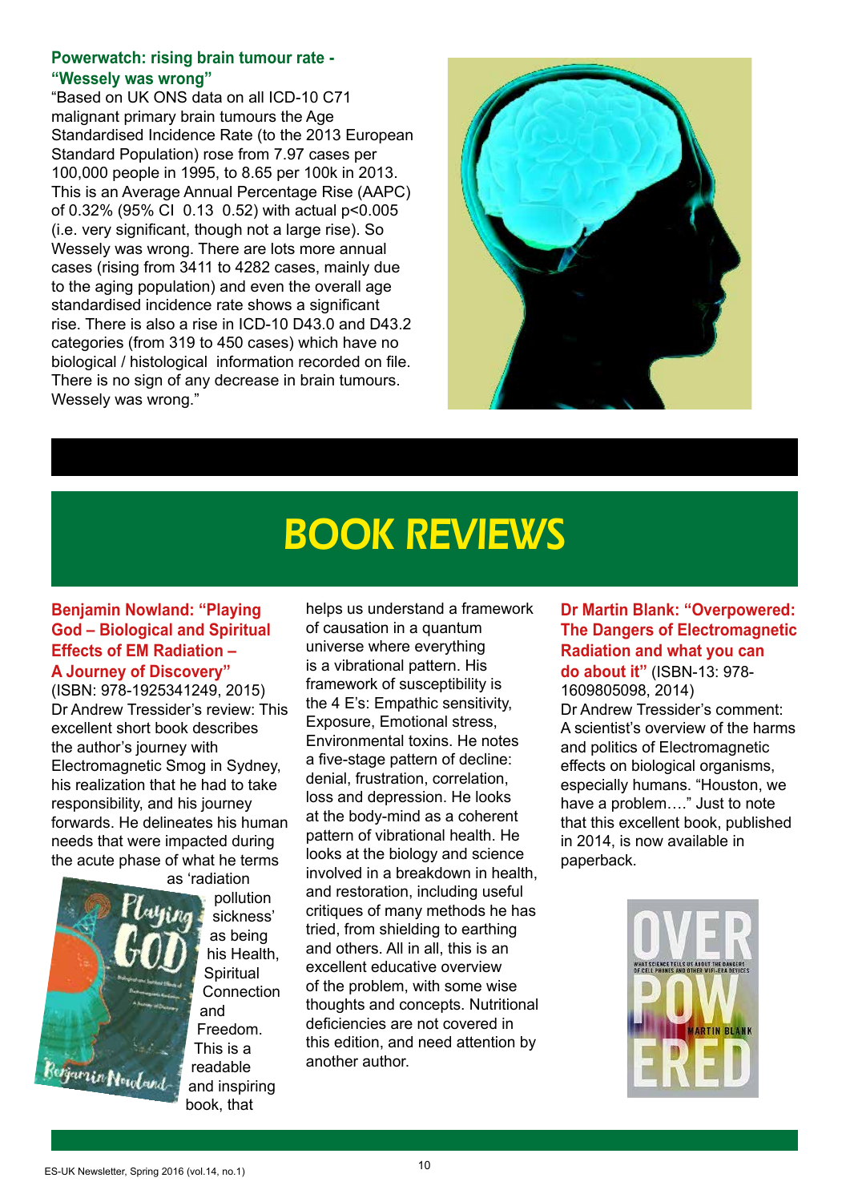### Powerwatch: rising brain tumour rate - "Wessely was wrong"

"Based on UK ONS data on all ICD-10 C71 malignant primary brain tumours the Age Standardised Incidence Rate (to the 2013 European Standard Population) rose from 7.97 cases per 100,000 people in 1995, to 8.65 per 100k in 2013. This is an Average Annual Percentage Rise (AAPC) of 0.32% (95% CI 0.13 0.52) with actual $p<0.005$ (i.e. very significant, though not a large rise). So Wessely was wrong. There are lots more annual cases (rising from 3411 to 4282 cases, mainly due to the aging population) and even the overall age standardised incidence rate shows a significant rise. There is also a rise in ICD-10 D43.0 and D43.2 categories (from 319 to 450 cases) which have no biological / histological information recorded on file. There is no sign of any decrease in brain tumours. Wessely was wrong."

# BOOK REVIEWS

### Benjamin Nowland: "Playing God – Biological and Spiritual Effects of EM Radiation – A Journey of Discovery"

(ISBN: 978-1925341249, 2015)

Dr Andrew Tressider's review: This excellent short book describes the author's journey with Electromagnetic Smog in Sydney, his realization that he had to take responsibility, and his journey forwards. He delineates his human needs that were impacted during the acute phase of what he terms as 'radiation pollution sickness' as being his Health, Spiritual Connection and Freedom. This is a readable and inspiring book, that helps us understand a framework of causation in a quantum universe where everything is a vibrational pattern. His framework of susceptibility is the 4 E's: Empathic sensitivity, Exposure, Emotional stress, Environmental toxins. He notes a five-stage pattern of decline: denial, frustration, correlation, loss and depression. He looks at the body-mind as a coherent pattern of vibrational health. He looks at the biology and science involved in a breakdown in health, and restoration, including useful critiques of many methods he has tried, from shielding to earthing and others. All in all, this is an excellent educative overview of the problem, with some wise thoughts and concepts. Nutritional deficiencies are not covered in this edition, and need attention by another author.

### Dr Martin Blank: "Overpowered: The Dangers of Electromagnetic Radiation and what you can do about it" (ISBN-13: 978-1609805098, 2014)

Dr Andrew Tressider's comment: A scientist's overview of the harms and politics of Electromagnetic effects on biological organisms, especially humans. "Houston, we have a problem…." Just to note that this excellent book, published in 2014, is now available in paperback.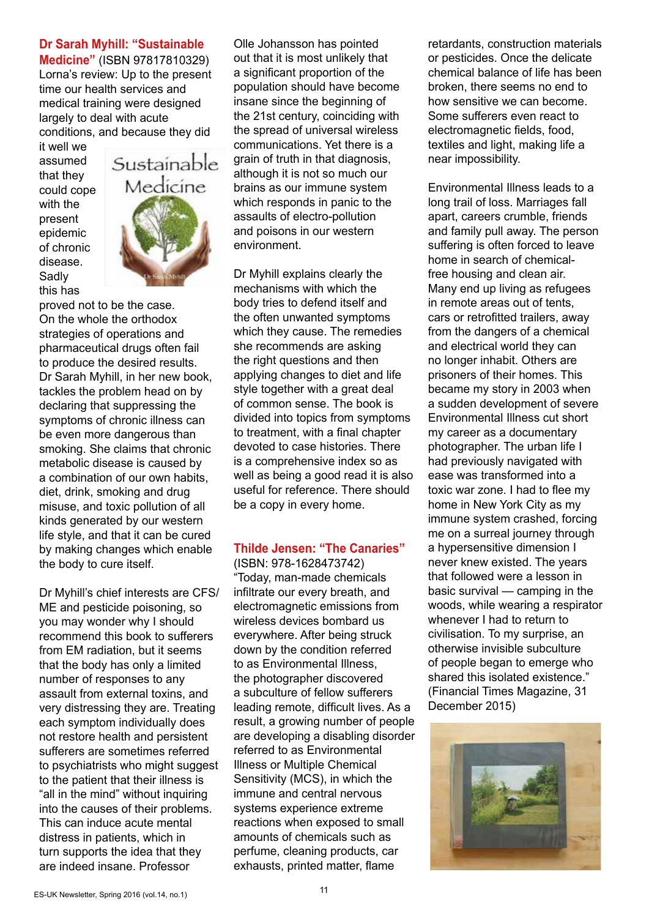**Dr Sarah Myhill: "Sustainable Medicine"** (ISBN 97817810329)

Lorna's review: Up to the present time our health services and medical training were designed largely to deal with acute conditions, and because they did it well we assumed that they could cope with the present epidemic of chronic disease. Sadly this has proved not to be the case. On the whole the orthodox strategies of operations and pharmaceutical drugs often fail to produce the desired results. Dr Sarah Myhill, in her new book, tackles the problem head on by declaring that suppressing the symptoms of chronic illness can be even more dangerous than smoking. She claims that chronic metabolic disease is caused by a combination of our own habits, diet, drink, smoking and drug misuse, and toxic pollution of all kinds generated by our western life style, and that it can be cured by making changes which enable the body to cure itself.

Dr Myhill's chief interests are CFS/ME and pesticide poisoning, so you may wonder why I should recommend this book to sufferers from EM radiation, but it seems that the body has only a limited number of responses to any assault from external toxins, and very distressing they are. Treating each symptom individually does not restore health and persistent sufferers are sometimes referred to psychiatrists who might suggest to the patient that their illness is "all in the mind" without inquiring into the causes of their problems. This can induce acute mental distress in patients, which in turn supports the idea that they are indeed insane. Professor Olle Johansson has pointed out that it is most unlikely that a significant proportion of the population should have become insane since the beginning of the 21st century, coinciding with the spread of universal wireless communications. Yet there is a grain of truth in that diagnosis, although it is not so much our brains as our immune system which responds in panic to the assaults of electro-pollution and poisons in our western environment.

Dr Myhill explains clearly the mechanisms with which the body tries to defend itself and the often unwanted symptoms which they cause. The remedies she recommends are asking the right questions and then applying changes to diet and life style together with a great deal of common sense. The book is divided into topics from symptoms to treatment, with a final chapter devoted to case histories. There is a comprehensive index so as well as being a good read it is also useful for reference. There should be a copy in every home.

**Thilde Jensen: "The Canaries"** (ISBN: 978-1628473742)

"Today, man-made chemicals infiltrate our every breath, and electromagnetic emissions from wireless devices bombard us everywhere. After being struck down by the condition referred to as Environmental Illness, the photographer discovered a subculture of fellow sufferers leading remote, difficult lives. As a result, a growing number of people are developing a disabling disorder referred to as Environmental Illness or Multiple Chemical Sensitivity (MCS), in which the immune and central nervous systems experience extreme reactions when exposed to small amounts of chemicals such as perfume, cleaning products, car exhausts, printed matter, flame retardants, construction materials or pesticides. Once the delicate chemical balance of life has been broken, there seems no end to how sensitive we can become. Some sufferers even react to electromagnetic fields, food, textiles and light, making life a near impossibility.

Environmental Illness leads to a long trail of loss. Marriages fall apart, careers crumble, friends and family pull away. The person suffering is often forced to leave home in search of chemical-free housing and clean air. Many end up living as refugees in remote areas out of tents, cars or retrofitted trailers, away from the dangers of a chemical and electrical world they can no longer inhabit. Others are prisoners of their homes. This became my story in 2003 when a sudden development of severe Environmental Illness cut short my career as a documentary photographer. The urban life I had previously navigated with ease was transformed into a toxic war zone. I had to flee my home in New York City as my immune system crashed, forcing me on a surreal journey through a hypersensitive dimension I never knew existed. The years that followed were a lesson in basic survival — camping in the woods, while wearing a respirator whenever I had to return to civilisation. To my surprise, an otherwise invisible subculture of people began to emerge who shared this isolated existence." (Financial Times Magazine, 31 December 2015)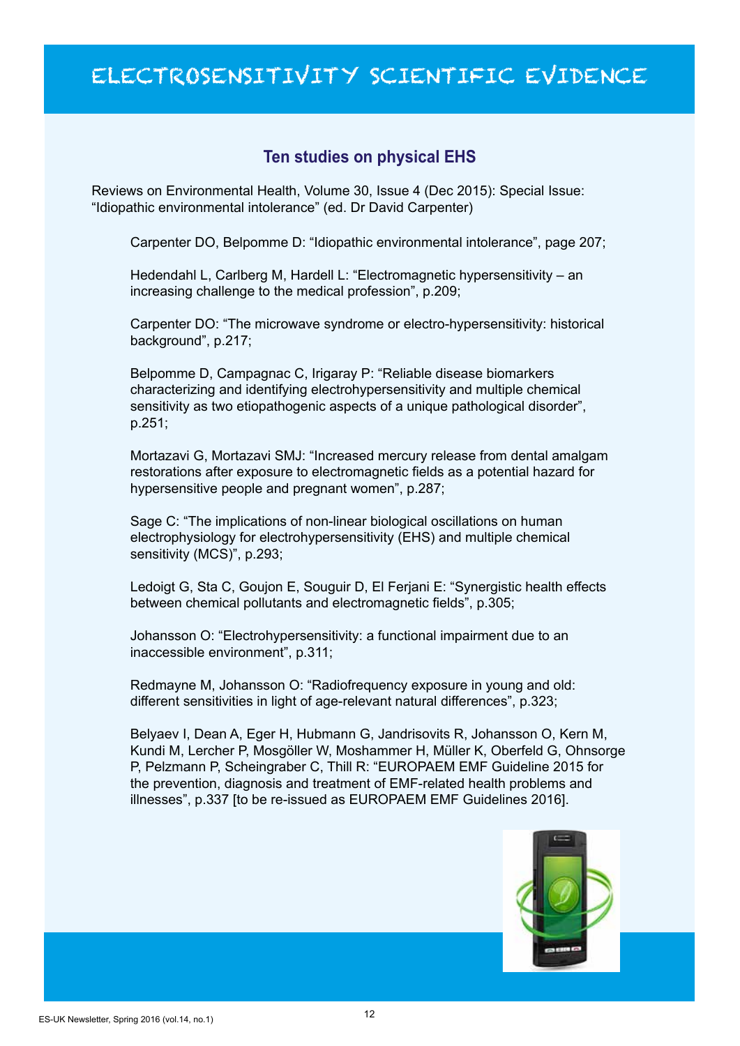# ELECTROSENSITIVITY SCIENTIFIC EVIDENCE

## Ten studies on physical EHS

Reviews on Environmental Health, Volume 30, Issue 4 (Dec 2015): Special Issue: "Idiopathic environmental intolerance" (ed. Dr David Carpenter)

Carpenter DO, Belpomme D: "Idiopathic environmental intolerance", page 207;

Hedendahl L, Carlberg M, Hardell L: "Electromagnetic hypersensitivity – an increasing challenge to the medical profession", p.209;

Carpenter DO: "The microwave syndrome or electro-hypersensitivity: historical background", p.217;

Belpomme D, Campagnac C, Irigaray P: "Reliable disease biomarkers characterizing and identifying electrohypersensitivity and multiple chemical sensitivity as two etiopathogenic aspects of a unique pathological disorder", p.251;

Mortazavi G, Mortazavi SMJ: "Increased mercury release from dental amalgam restorations after exposure to electromagnetic fields as a potential hazard for hypersensitive people and pregnant women", p.287;

Sage C: "The implications of non-linear biological oscillations on human electrophysiology for electrohypersensitivity (EHS) and multiple chemical sensitivity (MCS)", p.293;

Ledoigt G, Sta C, Goujon E, Souguir D, El Ferjani E: "Synergistic health effects between chemical pollutants and electromagnetic fields", p.305;

Johansson O: "Electrohypersensitivity: a functional impairment due to an inaccessible environment", p.311;

Redmayne M, Johansson O: "Radiofrequency exposure in young and old: different sensitivities in light of age-relevant natural differences", p.323;

Belyaev I, Dean A, Eger H, Hubmann G, Jandrisovits R, Johansson O, Kern M, Kundi M, Lercher P, Mosgöller W, Moshammer H, Müller K, Oberfeld G, Ohnsorge P, Pelzmann P, Scheingraber C, Thill R: "EUROPAEM EMF Guideline 2015 for the prevention, diagnosis and treatment of EMF-related health problems and illnesses", p.337 [to be re-issued as EUROPAEM EMF Guidelines 2016].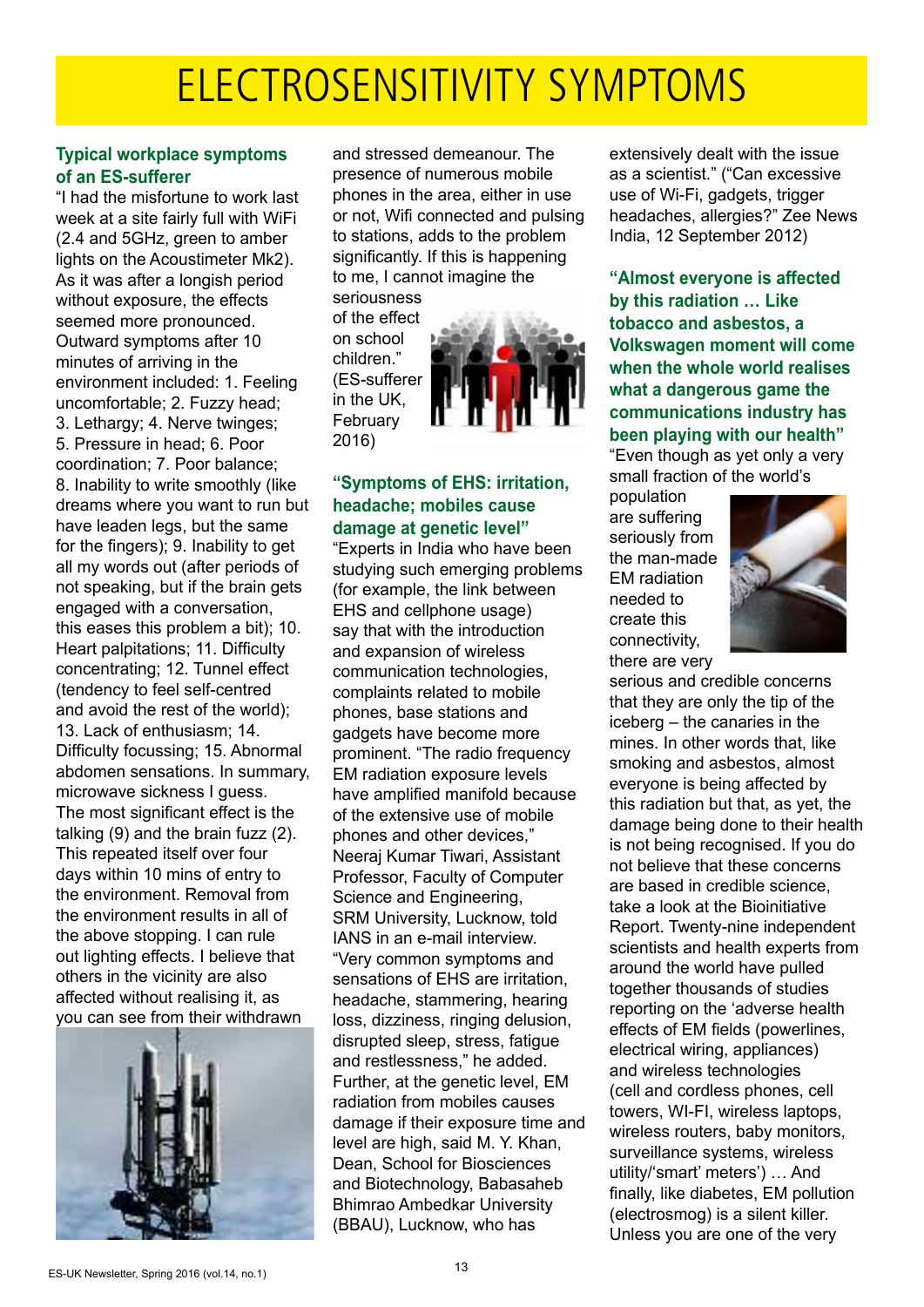# ELECTROSENSITIVITY SYMPTOMS

### Typical workplace symptoms of an ES-sufferer

"I had the misfortune to work last week at a site fairly full with WiFi (2.4 and 5GHz, green to amber lights on the Acoustimeter Mk2). As it was after a longish period without exposure, the effects seemed more pronounced. Outward symptoms after 10 minutes of arriving in the environment included: 1. Feeling uncomfortable; 2. Fuzzy head; 3. Lethargy; 4. Nerve twinges; 5. Pressure in head; 6. Poor coordination; 7. Poor balance; 8. Inability to write smoothly (like dreams where you want to run but have leaden legs, but the same for the fingers); 9. Inability to get all my words out (after periods of not speaking, but if the brain gets engaged with a conversation, this eases this problem a bit); 10. Heart palpitations; 11. Difficulty concentrating; 12. Tunnel effect (tendency to feel self-centred and avoid the rest of the world); 13. Lack of enthusiasm; 14. Difficulty focussing; 15. Abnormal abdomen sensations. In summary, microwave sickness I guess. The most significant effect is the talking (9) and the brain fuzz (2). This repeated itself over four days within 10 mins of entry to the environment. Removal from the environment results in all of the above stopping. I can rule out lighting effects. I believe that others in the vicinity are also affected without realising it, as you can see from their withdrawn and stressed demeanour. The presence of numerous mobile phones in the area, either in use or not, Wifi connected and pulsing to stations, adds to the problem significantly. If this is happening to me, I cannot imagine the seriousness of the effect on school children." (ES-sufferer in the UK, February 2016)

### "Symptoms of EHS: irritation, headache; mobiles cause damage at genetic level"

"Experts in India who have been studying such emerging problems (for example, the link between EHS and cellphone usage) say that with the introduction and expansion of wireless communication technologies, complaints related to mobile phones, base stations and gadgets have become more prominent. "The radio frequency EM radiation exposure levels have amplified manifold because of the extensive use of mobile phones and other devices," Neeraj Kumar Tiwari, Assistant Professor, Faculty of Computer Science and Engineering, SRM University, Lucknow, told IANS in an e-mail interview. "Very common symptoms and sensations of EHS are irritation, headache, stammering, hearing loss, dizziness, ringing delusion, disrupted sleep, stress, fatigue and restlessness," he added. Further, at the genetic level, EM radiation from mobiles causes damage if their exposure time and level are high, said M. Y. Khan, Dean, School for Biosciences and Biotechnology, Babasaheb Bhimrao Ambedkar University (BBAU), Lucknow, who has extensively dealt with the issue as a scientist." ("Can excessive use of Wi-Fi, gadgets, trigger headaches, allergies?" Zee News India, 12 September 2012)

### "Almost everyone is affected by this radiation … Like tobacco and asbestos, a Volkswagen moment will come when the whole world realises what a dangerous game the communications industry has been playing with our health"

"Even though as yet only a very small fraction of the world's population are suffering seriously from the man-made EM radiation needed to create this connectivity, there are very serious and credible concerns that they are only the tip of the iceberg – the canaries in the mines. In other words that, like smoking and asbestos, almost everyone is being affected by this radiation but that, as yet, the damage being done to their health is not being recognised. If you do not believe that these concerns are based in credible science, take a look at the Bioinitiative Report. Twenty-nine independent scientists and health experts from around the world have pulled together thousands of studies reporting on the 'adverse health effects of EM fields (powerlines, electrical wiring, appliances) and wireless technologies (cell and cordless phones, cell towers, WI-FI, wireless laptops, wireless routers, baby monitors, surveillance systems, wireless utility/'smart' meters') … And finally, like diabetes, EM pollution (electrosmog) is a silent killer. Unless you are one of the very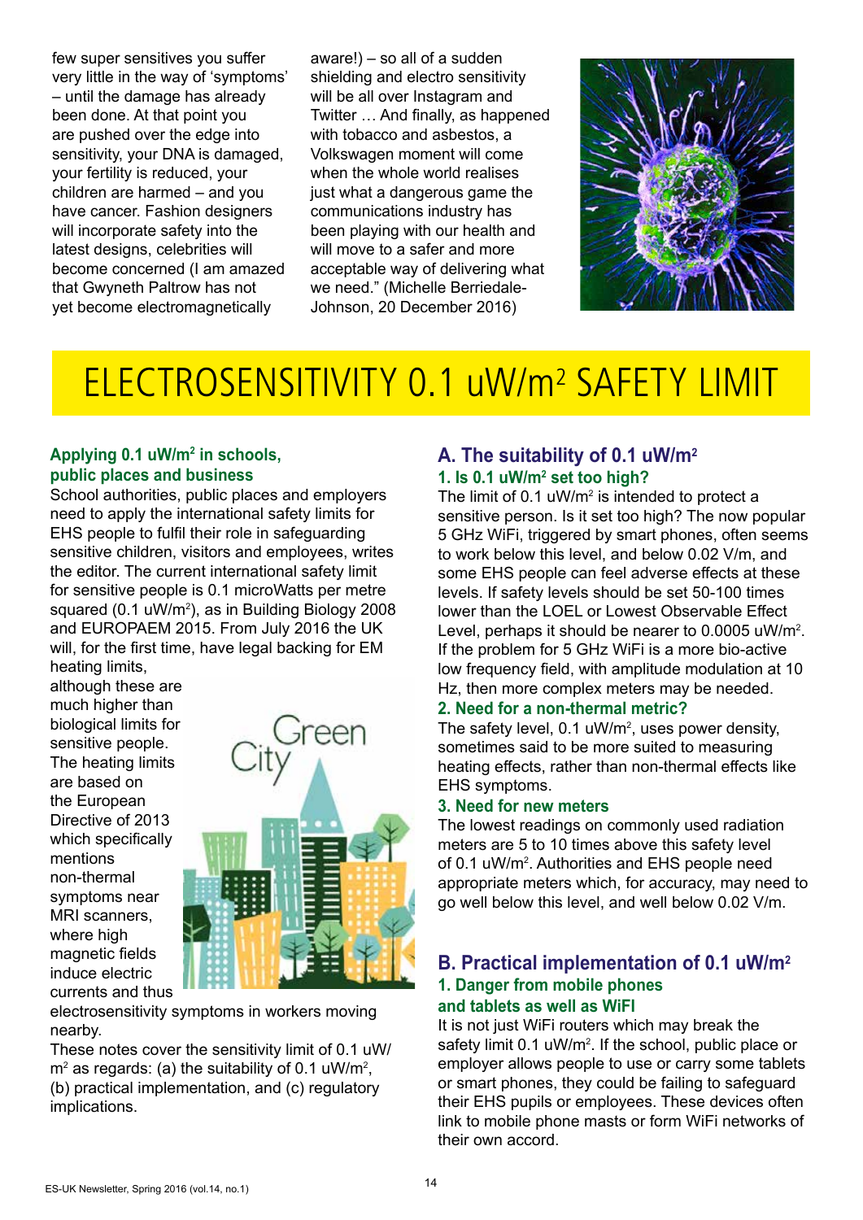few super sensitives you suffer very little in the way of 'symptoms' – until the damage has already been done. At that point you are pushed over the edge into sensitivity, your DNA is damaged, your fertility is reduced, your children are harmed – and you have cancer. Fashion designers will incorporate safety into the latest designs, celebrities will become concerned (I am amazed that Gwyneth Paltrow has not yet become electromagnetically aware!) – so all of a sudden shielding and electro sensitivity will be all over Instagram and Twitter … And finally, as happened with tobacco and asbestos, a Volkswagen moment will come when the whole world realises just what a dangerous game the communications industry has been playing with our health and will move to a safer and more acceptable way of delivering what we need." (Michelle Berriedale-Johnson, 20 December 2016)

# ELECTROSENSITIVITY 0.1 uW/m² SAFETY LIMIT

### Applying 0.1 uW/m² in schools, public places and business

School authorities, public places and employers need to apply the international safety limits for EHS people to fulfil their role in safeguarding sensitive children, visitors and employees, writes the editor. The current international safety limit for sensitive people is 0.1 microWatts per metre squared (0.1 uW/m²), as in Building Biology 2008 and EUROPAEM 2015. From July 2016 the UK will, for the first time, have legal backing for EM heating limits, although these are much higher than biological limits for sensitive people. The heating limits are based on the European Directive of 2013 which specifically mentions non-thermal symptoms near MRI scanners, where high magnetic fields induce electric currents and thus electrosensitivity symptoms in workers moving nearby.

These notes cover the sensitivity limit of 0.1 uW/m² as regards: (a) the suitability of 0.1 uW/m², (b) practical implementation, and (c) regulatory implications.

## A. The suitability of 0.1 uW/m²

### 1. Is 0.1 uW/m² set too high?

The limit of 0.1 uW/m² is intended to protect a sensitive person. Is it set too high? The now popular 5 GHz WiFi, triggered by smart phones, often seems to work below this level, and below 0.02 V/m, and some EHS people can feel adverse effects at these levels. If safety levels should be set 50-100 times lower than the LOEL or Lowest Observable Effect Level, perhaps it should be nearer to 0.0005 uW/m². If the problem for 5 GHz WiFi is a more bio-active low frequency field, with amplitude modulation at 10 Hz, then more complex meters may be needed.

### 2. Need for a non-thermal metric?

The safety level, 0.1 uW/m², uses power density, sometimes said to be more suited to measuring heating effects, rather than non-thermal effects like EHS symptoms.

### 3. Need for new meters

The lowest readings on commonly used radiation meters are 5 to 10 times above this safety level of 0.1 uW/m². Authorities and EHS people need appropriate meters which, for accuracy, may need to go well below this level, and well below 0.02 V/m.

## B. Practical implementation of 0.1 uW/m²

### 1. Danger from mobile phones and tablets as well as WiFi

It is not just WiFi routers which may break the safety limit 0.1 uW/m². If the school, public place or employer allows people to use or carry some tablets or smart phones, they could be failing to safeguard their EHS pupils or employees. These devices often link to mobile phone masts or form WiFi networks of their own accord.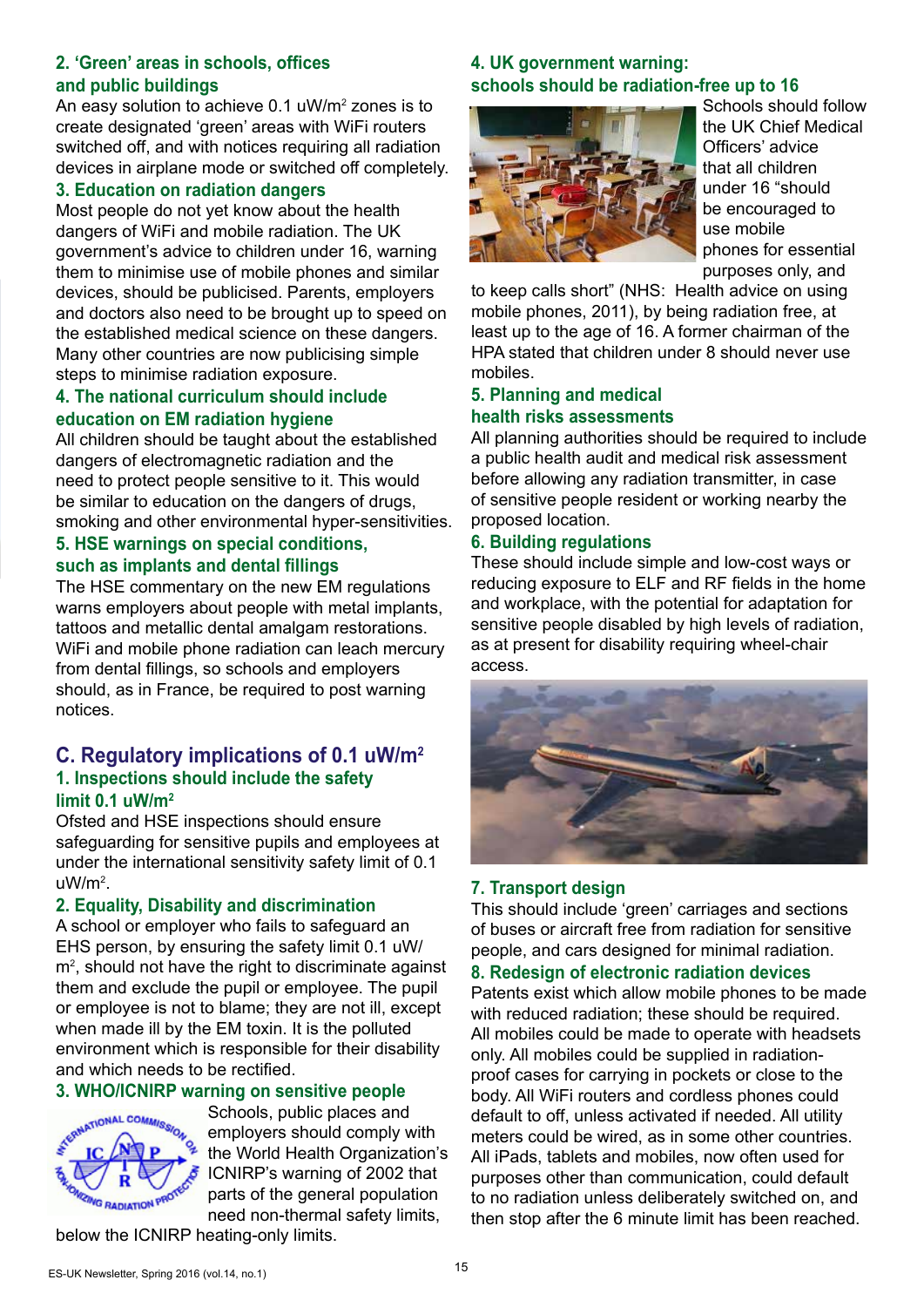### 2. 'Green' areas in schools, offices and public buildings

An easy solution to achieve 0.1 uW/m$^2$ zones is to create designated 'green' areas with WiFi routers switched off, and with notices requiring all radiation devices in airplane mode or switched off completely.

### 3. Education on radiation dangers

Most people do not yet know about the health dangers of WiFi and mobile radiation. The UK government's advice to children under 16, warning them to minimise use of mobile phones and similar devices, should be publicised. Parents, employers and doctors also need to be brought up to speed on the established medical science on these dangers. Many other countries are now publicising simple steps to minimise radiation exposure.

### 4. The national curriculum should include education on EM radiation hygiene

All children should be taught about the established dangers of electromagnetic radiation and the need to protect people sensitive to it. This would be similar to education on the dangers of drugs, smoking and other environmental hyper-sensitivities.

### 5. HSE warnings on special conditions, such as implants and dental fillings

The HSE commentary on the new EM regulations warns employers about people with metal implants, tattoos and metallic dental amalgam restorations. WiFi and mobile phone radiation can leach mercury from dental fillings, so schools and employers should, as in France, be required to post warning notices.

## C. Regulatory implications of 0.1 uW/m$^2$

### 1. Inspections should include the safety limit 0.1 uW/m$^2$

Ofsted and HSE inspections should ensure safeguarding for sensitive pupils and employees at under the international sensitivity safety limit of 0.1 uW/m$^2$.

### 2. Equality, Disability and discrimination

A school or employer who fails to safeguard an EHS person, by ensuring the safety limit 0.1 uW/m$^2$, should not have the right to discriminate against them and exclude the pupil or employee. The pupil or employee is not to blame; they are not ill, except when made ill by the EM toxin. It is the polluted environment which is responsible for their disability and which needs to be rectified.

### 3. WHO/ICNIRP warning on sensitive people

Schools, public places and employers should comply with the World Health Organization's ICNIRP's warning of 2002 that parts of the general population need non-thermal safety limits, below the ICNIRP heating-only limits.

### 4. UK government warning: schools should be radiation-free up to 16

Schools should follow the UK Chief Medical Officers' advice that all children under 16 "should be encouraged to use mobile phones for essential purposes only, and to keep calls short" (NHS: Health advice on using mobile phones, 2011), by being radiation free, at least up to the age of 16. A former chairman of the HPA stated that children under 8 should never use mobiles.

### 5. Planning and medical health risks assessments

All planning authorities should be required to include a public health audit and medical risk assessment before allowing any radiation transmitter, in case of sensitive people resident or working nearby the proposed location.

### 6. Building regulations

These should include simple and low-cost ways or reducing exposure to ELF and RF fields in the home and workplace, with the potential for adaptation for sensitive people disabled by high levels of radiation, as at present for disability requiring wheel-chair access.

### 7. Transport design

This should include 'green' carriages and sections of buses or aircraft free from radiation for sensitive people, and cars designed for minimal radiation.

### 8. Redesign of electronic radiation devices

Patents exist which allow mobile phones to be made with reduced radiation; these should be required. All mobiles could be made to operate with headsets only. All mobiles could be supplied in radiation-proof cases for carrying in pockets or close to the body. All WiFi routers and cordless phones could default to off, unless activated if needed. All utility meters could be wired, as in some other countries. All iPads, tablets and mobiles, now often used for purposes other than communication, could default to no radiation unless deliberately switched on, and then stop after the 6 minute limit has been reached.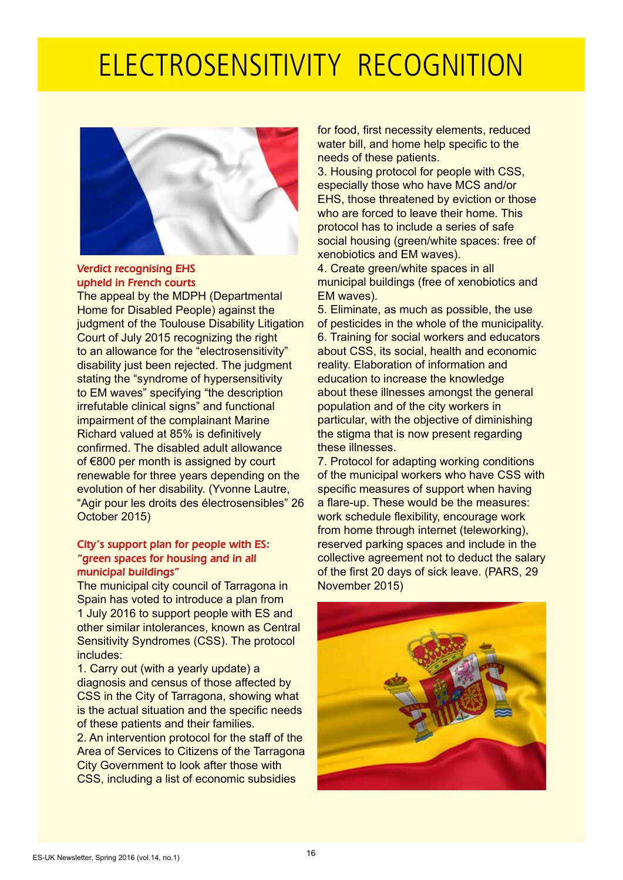# ELECTROSENSITIVITY RECOGNITION

### Verdict recognising EHS upheld in French courts

The appeal by the MDPH (Departmental Home for Disabled People) against the judgment of the Toulouse Disability Litigation Court of July 2015 recognizing the right to an allowance for the "electrosensitivity" disability just been rejected. The judgment stating the "syndrome of hypersensitivity to EM waves" specifying "the description irrefutable clinical signs" and functional impairment of the complainant Marine Richard valued at 85% is definitively confirmed. The disabled adult allowance of €800 per month is assigned by court renewable for three years depending on the evolution of her disability. (Yvonne Lautre, "Agir pour les droits des électrosensibles" 26 October 2015)

### City's support plan for people with ES: "green spaces for housing and in all municipal buildings"

The municipal city council of Tarragona in Spain has voted to introduce a plan from 1 July 2016 to support people with ES and other similar intolerances, known as Central Sensitivity Syndromes (CSS). The protocol includes:

1. Carry out (with a yearly update) a diagnosis and census of those affected by CSS in the City of Tarragona, showing what is the actual situation and the specific needs of these patients and their families.
2. An intervention protocol for the staff of the Area of Services to Citizens of the Tarragona City Government to look after those with CSS, including a list of economic subsidies for food, first necessity elements, reduced water bill, and home help specific to the needs of these patients.
3. Housing protocol for people with CSS, especially those who have MCS and/or EHS, those threatened by eviction or those who are forced to leave their home. This protocol has to include a series of safe social housing (green/white spaces: free of xenobiotics and EM waves).
4. Create green/white spaces in all municipal buildings (free of xenobiotics and EM waves).
5. Eliminate, as much as possible, the use of pesticides in the whole of the municipality.
6. Training for social workers and educators about CSS, its social, health and economic reality. Elaboration of information and education to increase the knowledge about these illnesses amongst the general population and of the city workers in particular, with the objective of diminishing the stigma that is now present regarding these illnesses.
7. Protocol for adapting working conditions of the municipal workers who have CSS with specific measures of support when having a flare-up. These would be the measures: work schedule flexibility, encourage work from home through internet (teleworking), reserved parking spaces and include in the collective agreement not to deduct the salary of the first 20 days of sick leave. (PARS, 29 November 2015)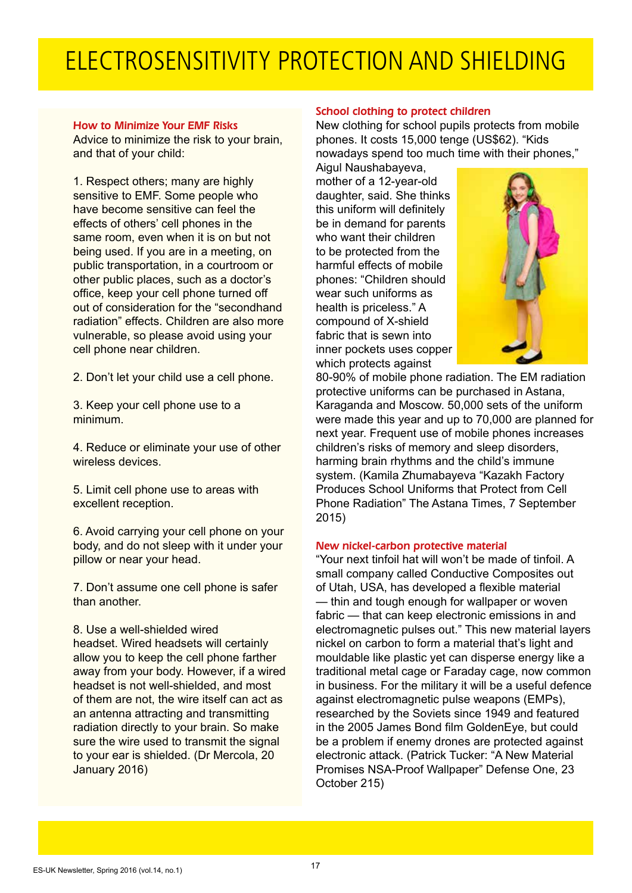# ELECTROSENSITIVITY PROTECTION AND SHIELDING

### How to Minimize Your EMF Risks

Advice to minimize the risk to your brain, and that of your child:

1. Respect others; many are highly sensitive to EMF. Some people who have become sensitive can feel the effects of others' cell phones in the same room, even when it is on but not being used. If you are in a meeting, on public transportation, in a courtroom or other public places, such as a doctor's office, keep your cell phone turned off out of consideration for the "secondhand radiation" effects. Children are also more vulnerable, so please avoid using your cell phone near children.

2. Don't let your child use a cell phone.

3. Keep your cell phone use to a minimum.

4. Reduce or eliminate your use of other wireless devices.

5. Limit cell phone use to areas with excellent reception.

6. Avoid carrying your cell phone on your body, and do not sleep with it under your pillow or near your head.

7. Don't assume one cell phone is safer than another.

8. Use a well-shielded wired headset. Wired headsets will certainly allow you to keep the cell phone farther away from your body. However, if a wired headset is not well-shielded, and most of them are not, the wire itself can act as an antenna attracting and transmitting radiation directly to your brain. So make sure the wire used to transmit the signal to your ear is shielded. (Dr Mercola, 20 January 2016)

### School clothing to protect children

New clothing for school pupils protects from mobile phones. It costs 15,000 tenge (US$62). "Kids nowadays spend too much time with their phones," Aigul Naushabayeva, mother of a 12-year-old daughter, said. She thinks this uniform will definitely be in demand for parents who want their children to be protected from the harmful effects of mobile phones: "Children should wear such uniforms as health is priceless." A compound of X-shield fabric that is sewn into inner pockets uses copper which protects against 80-90% of mobile phone radiation. The EM radiation protective uniforms can be purchased in Astana, Karaganda and Moscow. 50,000 sets of the uniform were made this year and up to 70,000 are planned for next year. Frequent use of mobile phones increases children's risks of memory and sleep disorders, harming brain rhythms and the child's immune system. (Kamila Zhumabayeva "Kazakh Factory Produces School Uniforms that Protect from Cell Phone Radiation" The Astana Times, 7 September 2015)

### New nickel-carbon protective material

"Your next tinfoil hat will won't be made of tinfoil. A small company called Conductive Composites out of Utah, USA, has developed a flexible material — thin and tough enough for wallpaper or woven fabric — that can keep electronic emissions in and electromagnetic pulses out." This new material layers nickel on carbon to form a material that's light and mouldable like plastic yet can disperse energy like a traditional metal cage or Faraday cage, now common in business. For the military it will be a useful defence against electromagnetic pulse weapons (EMPs), researched by the Soviets since 1949 and featured in the 2005 James Bond film GoldenEye, but could be a problem if enemy drones are protected against electronic attack. (Patrick Tucker: "A New Material Promises NSA-Proof Wallpaper" Defense One, 23 October 215)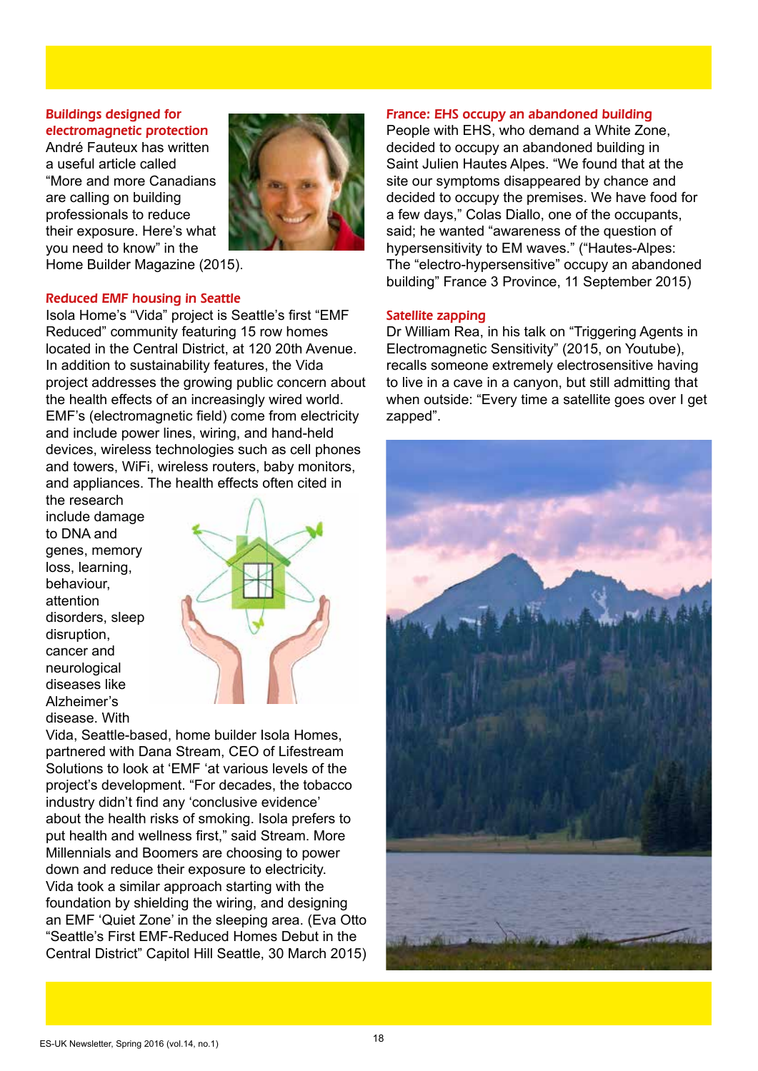### Buildings designed for electromagnetic protection

André Fauteux has written a useful article called "More and more Canadians are calling on building professionals to reduce their exposure. Here's what you need to know" in the Home Builder Magazine (2015).

### Reduced EMF housing in Seattle

Isola Home's "Vida" project is Seattle's first "EMF Reduced" community featuring 15 row homes located in the Central District, at 120 20th Avenue. In addition to sustainability features, the Vida project addresses the growing public concern about the health effects of an increasingly wired world. EMF's (electromagnetic field) come from electricity and include power lines, wiring, and hand-held devices, wireless technologies such as cell phones and towers, WiFi, wireless routers, baby monitors, and appliances. The health effects often cited in the research include damage to DNA and genes, memory loss, learning, behaviour, attention disorders, sleep disruption, cancer and neurological diseases like Alzheimer's disease. With Vida, Seattle-based, home builder Isola Homes, partnered with Dana Stream, CEO of Lifestream Solutions to look at 'EMF 'at various levels of the project's development. "For decades, the tobacco industry didn't find any 'conclusive evidence' about the health risks of smoking. Isola prefers to put health and wellness first," said Stream. More Millennials and Boomers are choosing to power down and reduce their exposure to electricity. Vida took a similar approach starting with the foundation by shielding the wiring, and designing an EMF 'Quiet Zone' in the sleeping area. (Eva Otto "Seattle's First EMF-Reduced Homes Debut in the Central District" Capitol Hill Seattle, 30 March 2015)

### France: EHS occupy an abandoned building

People with EHS, who demand a White Zone, decided to occupy an abandoned building in Saint Julien Hautes Alpes. "We found that at the site our symptoms disappeared by chance and decided to occupy the premises. We have food for a few days," Colas Diallo, one of the occupants, said; he wanted "awareness of the question of hypersensitivity to EM waves." ("Hautes-Alpes: The "electro-hypersensitive" occupy an abandoned building" France 3 Province, 11 September 2015)

### Satellite zapping

Dr William Rea, in his talk on "Triggering Agents in Electromagnetic Sensitivity" (2015, on Youtube), recalls someone extremely electrosensitive having to live in a cave in a canyon, but still admitting that when outside: "Every time a satellite goes over I get zapped".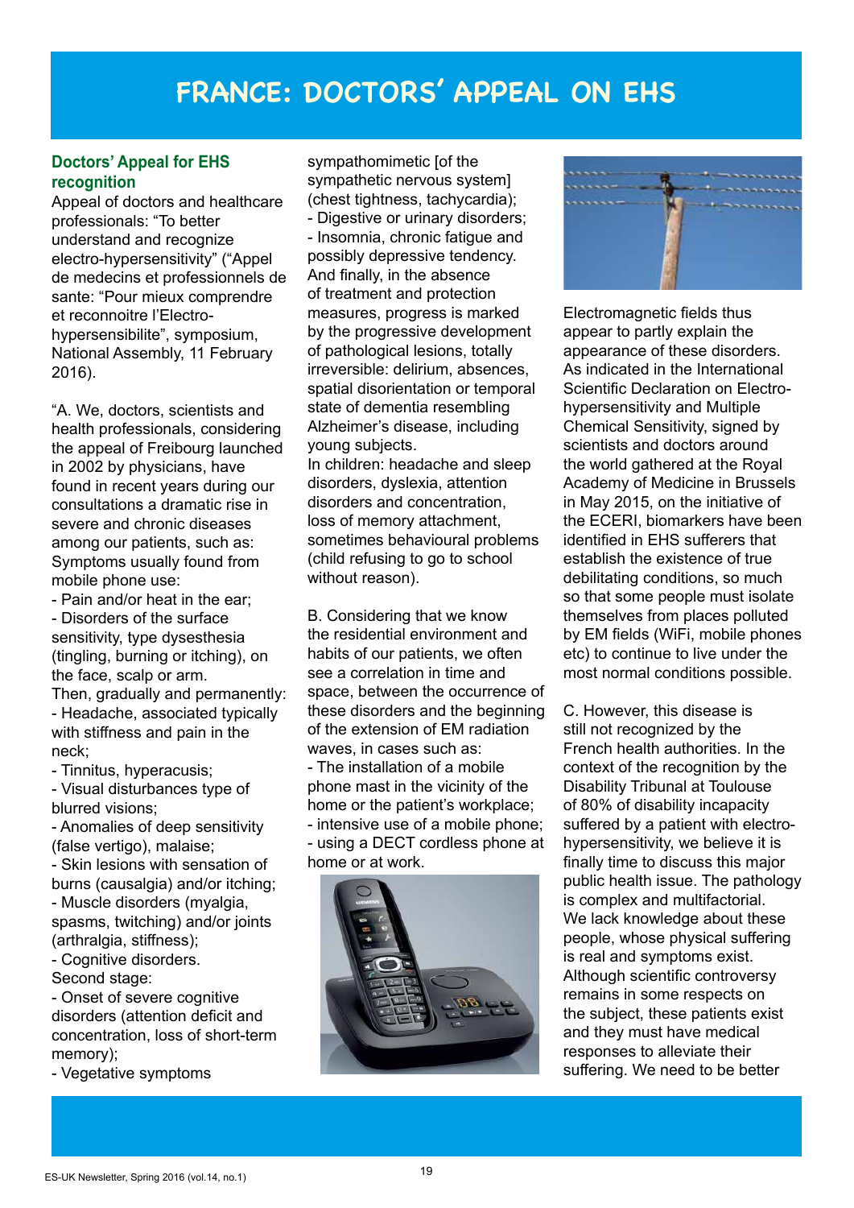# FRANCE: DOCTORS' APPEAL ON EHS

## Doctors' Appeal for EHS recognition

Appeal of doctors and healthcare professionals: "To better understand and recognize electro-hypersensitivity" ("Appel de medecins et professionnels de sante: "Pour mieux comprendre et reconnoitre l'Electro-hypersensibilite", symposium, National Assembly, 11 February 2016).

"A. We, doctors, scientists and health professionals, considering the appeal of Freibourg launched in 2002 by physicians, have found in recent years during our consultations a dramatic rise in severe and chronic diseases among our patients, such as: Symptoms usually found from mobile phone use:

- Pain and/or heat in the ear;
- Disorders of the surface sensitivity, type dysesthesia (tingling, burning or itching), on the face, scalp or arm.

Then, gradually and permanently:

- Headache, associated typically with stiffness and pain in the neck;
- Tinnitus, hyperacusis;
- Visual disturbances type of blurred visions;
- Anomalies of deep sensitivity (false vertigo), malaise;
- Skin lesions with sensation of burns (causalgia) and/or itching;
- Muscle disorders (myalgia, spasms, twitching) and/or joints (arthralgia, stiffness);
- Cognitive disorders.

Second stage:

- Onset of severe cognitive disorders (attention deficit and concentration, loss of short-term memory);
- Vegetative symptoms sympathomimetic [of the sympathetic nervous system] (chest tightness, tachycardia);
- Digestive or urinary disorders;
- Insomnia, chronic fatigue and possibly depressive tendency.

And finally, in the absence of treatment and protection measures, progress is marked by the progressive development of pathological lesions, totally irreversible: delirium, absences, spatial disorientation or temporal state of dementia resembling Alzheimer's disease, including young subjects.

In children: headache and sleep disorders, dyslexia, attention disorders and concentration, loss of memory attachment, sometimes behavioural problems (child refusing to go to school without reason).

B. Considering that we know the residential environment and habits of our patients, we often see a correlation in time and space, between the occurrence of these disorders and the beginning of the extension of EM radiation waves, in cases such as:

- The installation of a mobile phone mast in the vicinity of the home or the patient's workplace;
- intensive use of a mobile phone;
- using a DECT cordless phone at home or at work.

Electromagnetic fields thus appear to partly explain the appearance of these disorders. As indicated in the International Scientific Declaration on Electro-hypersensitivity and Multiple Chemical Sensitivity, signed by scientists and doctors around the world gathered at the Royal Academy of Medicine in Brussels in May 2015, on the initiative of the ECERI, biomarkers have been identified in EHS sufferers that establish the existence of true debilitating conditions, so much so that some people must isolate themselves from places polluted by EM fields (WiFi, mobile phones etc) to continue to live under the most normal conditions possible.

C. However, this disease is still not recognized by the French health authorities. In the context of the recognition by the Disability Tribunal at Toulouse of 80% of disability incapacity suffered by a patient with electro-hypersensitivity, we believe it is finally time to discuss this major public health issue. The pathology is complex and multifactorial. We lack knowledge about these people, whose physical suffering is real and symptoms exist. Although scientific controversy remains in some respects on the subject, these patients exist and they must have medical responses to alleviate their suffering. We need to be better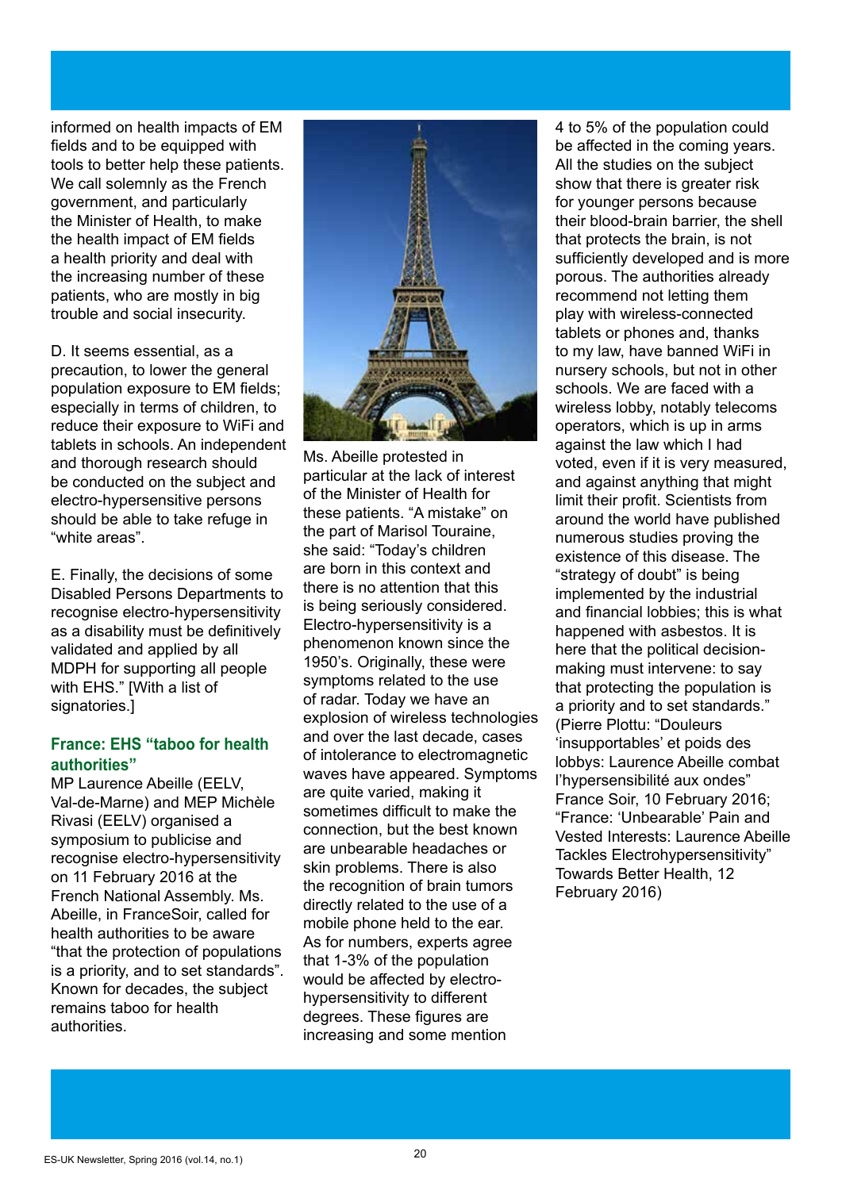informed on health impacts of EM fields and to be equipped with tools to better help these patients. We call solemnly as the French government, and particularly the Minister of Health, to make the health impact of EM fields a health priority and deal with the increasing number of these patients, who are mostly in big trouble and social insecurity.

D. It seems essential, as a precaution, to lower the general population exposure to EM fields; especially in terms of children, to reduce their exposure to WiFi and tablets in schools. An independent and thorough research should be conducted on the subject and electro-hypersensitive persons should be able to take refuge in "white areas".

E. Finally, the decisions of some Disabled Persons Departments to recognise electro-hypersensitivity as a disability must be definitively validated and applied by all MDPH for supporting all people with EHS." [With a list of signatories.]

### France: EHS "taboo for health authorities"

MP Laurence Abeille (EELV, Val-de-Marne) and MEP Michèle Rivasi (EELV) organised a symposium to publicise and recognise electro-hypersensitivity on 11 February 2016 at the French National Assembly. Ms. Abeille, in FranceSoir, called for health authorities to be aware "that the protection of populations is a priority, and to set standards". Known for decades, the subject remains taboo for health authorities.

Ms. Abeille protested in particular at the lack of interest of the Minister of Health for these patients. "A mistake" on the part of Marisol Touraine, she said: "Today's children are born in this context and there is no attention that this is being seriously considered. Electro-hypersensitivity is a phenomenon known since the 1950's. Originally, these were symptoms related to the use of radar. Today we have an explosion of wireless technologies and over the last decade, cases of intolerance to electromagnetic waves have appeared. Symptoms are quite varied, making it sometimes difficult to make the connection, but the best known are unbearable headaches or skin problems. There is also the recognition of brain tumors directly related to the use of a mobile phone held to the ear. As for numbers, experts agree that 1-3% of the population would be affected by electro-hypersensitivity to different degrees. These figures are increasing and some mention 4 to 5% of the population could be affected in the coming years. All the studies on the subject show that there is greater risk for younger persons because their blood-brain barrier, the shell that protects the brain, is not sufficiently developed and is more porous. The authorities already recommend not letting them play with wireless-connected tablets or phones and, thanks to my law, have banned WiFi in nursery schools, but not in other schools. We are faced with a wireless lobby, notably telecoms operators, which is up in arms against the law which I had voted, even if it is very measured, and against anything that might limit their profit. Scientists from around the world have published numerous studies proving the existence of this disease. The "strategy of doubt" is being implemented by the industrial and financial lobbies; this is what happened with asbestos. It is here that the political decision-making must intervene: to say that protecting the population is a priority and to set standards." (Pierre Plottu: "Douleurs 'insupportables' et poids des lobbys: Laurence Abeille combat l'hypersensibilité aux ondes" France Soir, 10 February 2016; "France: 'Unbearable' Pain and Vested Interests: Laurence Abeille Tackles Electrohypersensitivity" Towards Better Health, 12 February 2016)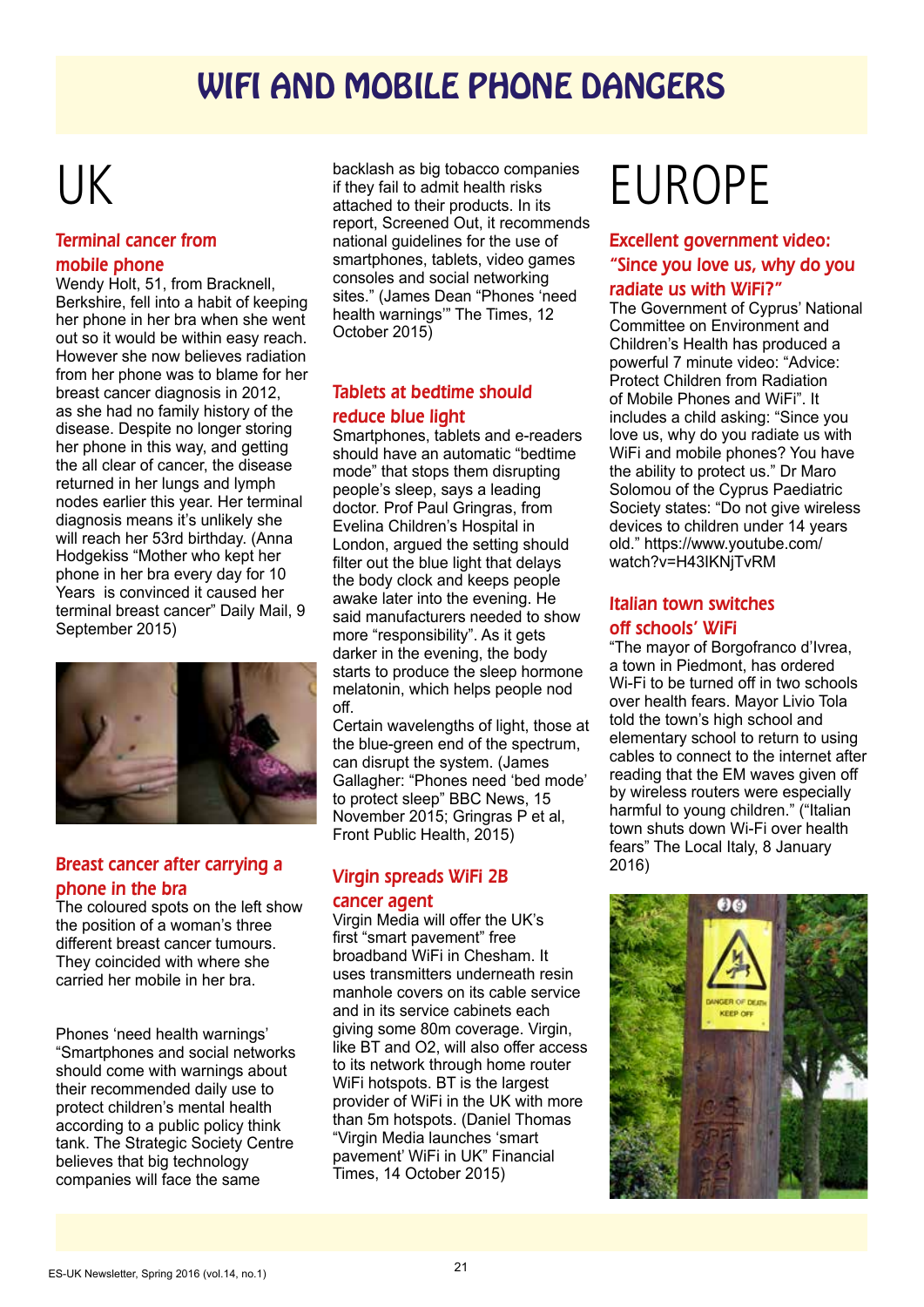# WIFI AND MOBILE PHONE DANGERS

## UK

### Terminal cancer from mobile phone

Wendy Holt, 51, from Bracknell, Berkshire, fell into a habit of keeping her phone in her bra when she went out so it would be within easy reach. However she now believes radiation from her phone was to blame for her breast cancer diagnosis in 2012, as she had no family history of the disease. Despite no longer storing her phone in this way, and getting the all clear of cancer, the disease returned in her lungs and lymph nodes earlier this year. Her terminal diagnosis means it's unlikely she will reach her 53rd birthday. (Anna Hodgekiss "Mother who kept her phone in her bra every day for 10 Years is convinced it caused her terminal breast cancer" Daily Mail, 9 September 2015)

### Breast cancer after carrying a phone in the bra

The coloured spots on the left show the position of a woman's three different breast cancer tumours. They coincided with where she carried her mobile in her bra.

Phones 'need health warnings'

"Smartphones and social networks should come with warnings about their recommended daily use to protect children's mental health according to a public policy think tank. The Strategic Society Centre believes that big technology companies will face the same backlash as big tobacco companies if they fail to admit health risks attached to their products. In its report, Screened Out, it recommends national guidelines for the use of smartphones, tablets, video games consoles and social networking sites." (James Dean "Phones 'need health warnings'" The Times, 12 October 2015)

### Tablets at bedtime should reduce blue light

Smartphones, tablets and e-readers should have an automatic "bedtime mode" that stops them disrupting people's sleep, says a leading doctor. Prof Paul Gringras, from Evelina Children's Hospital in London, argued the setting should filter out the blue light that delays the body clock and keeps people awake later into the evening. He said manufacturers needed to show more "responsibility". As it gets darker in the evening, the body starts to produce the sleep hormone melatonin, which helps people nod off.

Certain wavelengths of light, those at the blue-green end of the spectrum, can disrupt the system. (James Gallagher: "Phones need 'bed mode' to protect sleep" BBC News, 15 November 2015; Gringras P et al, Front Public Health, 2015)

### Virgin spreads WiFi 2B cancer agent

Virgin Media will offer the UK's first "smart pavement" free broadband WiFi in Chesham. It uses transmitters underneath resin manhole covers on its cable service and in its service cabinets each giving some 80m coverage. Virgin, like BT and O2, will also offer access to its network through home router WiFi hotspots. BT is the largest provider of WiFi in the UK with more than 5m hotspots. (Daniel Thomas "Virgin Media launches 'smart pavement' WiFi in UK" Financial Times, 14 October 2015)

## EUROPE

### Excellent government video: "Since you love us, why do you radiate us with WiFi?"

The Government of Cyprus' National Committee on Environment and Children's Health has produced a powerful 7 minute video: "Advice: Protect Children from Radiation of Mobile Phones and WiFi". It includes a child asking: "Since you love us, why do you radiate us with WiFi and mobile phones? You have the ability to protect us." Dr Maro Solomou of the Cyprus Paediatric Society states: "Do not give wireless devices to children under 14 years old." https://www.youtube.com/watch?v=H43IKNjTvRM

### Italian town switches off schools' WiFi

"The mayor of Borgofranco d'Ivrea, a town in Piedmont, has ordered Wi-Fi to be turned off in two schools over health fears. Mayor Livio Tola told the town's high school and elementary school to return to using cables to connect to the internet after reading that the EM waves given off by wireless routers were especially harmful to young children." ("Italian town shuts down Wi-Fi over health fears" The Local Italy, 8 January 2016)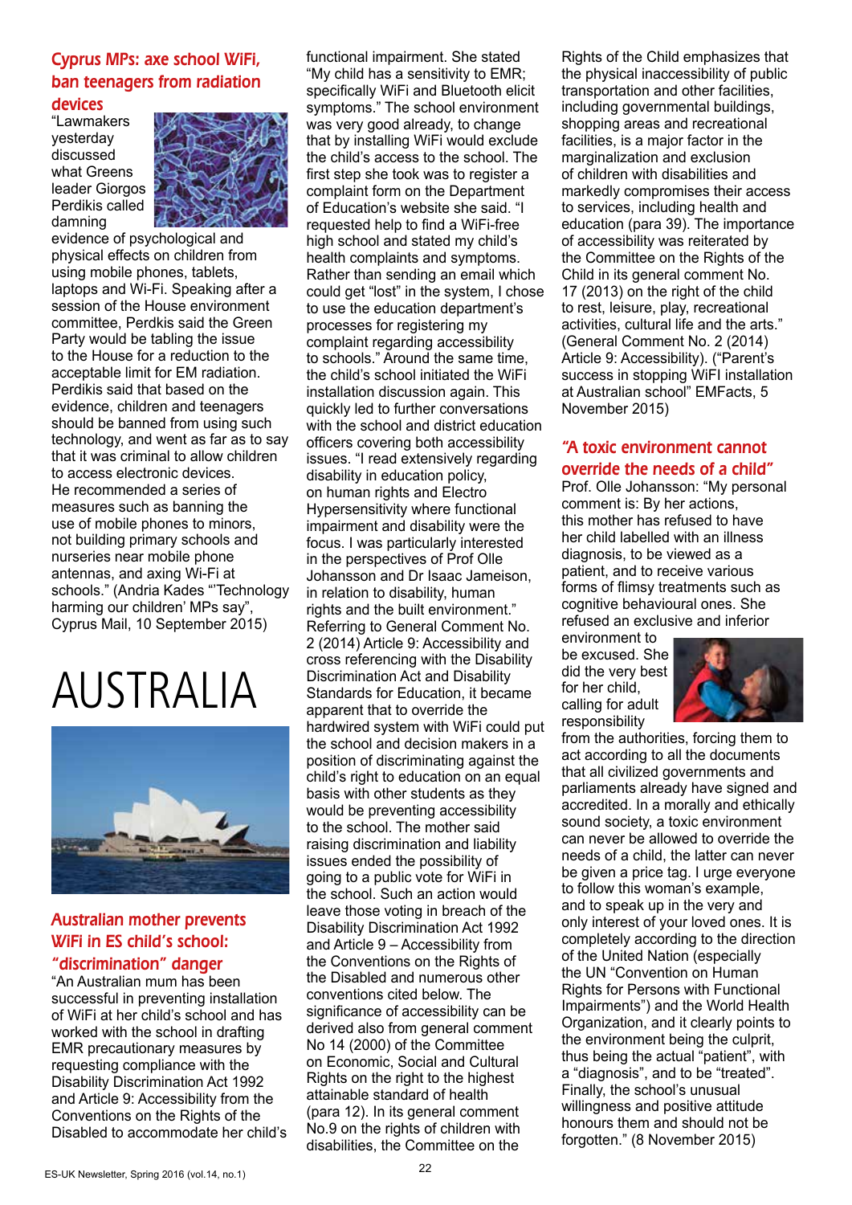## Cyprus MPs: axe school WiFi, ban teenagers from radiation devices

"Lawmakers yesterday discussed what Greens leader Giorgos Perdikis called damning evidence of psychological and physical effects on children from using mobile phones, tablets, laptops and Wi-Fi. Speaking after a session of the House environment committee, Perdkis said the Green Party would be tabling the issue to the House for a reduction to the acceptable limit for EM radiation. Perdikis said that based on the evidence, children and teenagers should be banned from using such technology, and went as far as to say that it was criminal to allow children to access electronic devices. He recommended a series of measures such as banning the use of mobile phones to minors, not building primary schools and nurseries near mobile phone antennas, and axing Wi-Fi at schools." (Andria Kades "'Technology harming our children' MPs say", Cyprus Mail, 10 September 2015)

# AUSTRALIA

## Australian mother prevents WiFi in ES child's school: "discrimination" danger

"An Australian mum has been successful in preventing installation of WiFi at her child's school and has worked with the school in drafting EMR precautionary measures by requesting compliance with the Disability Discrimination Act 1992 and Article 9: Accessibility from the Conventions on the Rights of the Disabled to accommodate her child's functional impairment. She stated "My child has a sensitivity to EMR; specifically WiFi and Bluetooth elicit symptoms." The school environment was very good already, to change that by installing WiFi would exclude the child's access to the school. The first step she took was to register a complaint form on the Department of Education's website she said. "I requested help to find a WiFi-free high school and stated my child's health complaints and symptoms. Rather than sending an email which could get "lost" in the system, I chose to use the education department's processes for registering my complaint regarding accessibility to schools." Around the same time, the child's school initiated the WiFi installation discussion again. This quickly led to further conversations with the school and district education officers covering both accessibility issues. "I read extensively regarding disability in education policy, on human rights and Electro Hypersensitivity where functional impairment and disability were the focus. I was particularly interested in the perspectives of Prof Olle Johansson and Dr Isaac Jameison, in relation to disability, human rights and the built environment." Referring to General Comment No. 2 (2014) Article 9: Accessibility and cross referencing with the Disability Discrimination Act and Disability Standards for Education, it became apparent that to override the hardwired system with WiFi could put the school and decision makers in a position of discriminating against the child's right to education on an equal basis with other students as they would be preventing accessibility to the school. The mother said raising discrimination and liability issues ended the possibility of going to a public vote for WiFi in the school. Such an action would leave those voting in breach of the Disability Discrimination Act 1992 and Article 9 – Accessibility from the Conventions on the Rights of the Disabled and numerous other conventions cited below. The significance of accessibility can be derived also from general comment No 14 (2000) of the Committee on Economic, Social and Cultural Rights on the right to the highest attainable standard of health (para 12). In its general comment No.9 on the rights of children with disabilities, the Committee on the Rights of the Child emphasizes that the physical inaccessibility of public transportation and other facilities, including governmental buildings, shopping areas and recreational facilities, is a major factor in the marginalization and exclusion of children with disabilities and markedly compromises their access to services, including health and education (para 39). The importance of accessibility was reiterated by the Committee on the Rights of the Child in its general comment No. 17 (2013) on the right of the child to rest, leisure, play, recreational activities, cultural life and the arts." (General Comment No. 2 (2014) Article 9: Accessibility). ("Parent's success in stopping WiFI installation at Australian school" EMFacts, 5 November 2015)

## "A toxic environment cannot override the needs of a child"

Prof. Olle Johansson: "My personal comment is: By her actions, this mother has refused to have her child labelled with an illness diagnosis, to be viewed as a patient, and to receive various forms of flimsy treatments such as cognitive behavioural ones. She refused an exclusive and inferior environment to be excused. She did the very best for her child, calling for adult responsibility from the authorities, forcing them to act according to all the documents that all civilized governments and parliaments already have signed and accredited. In a morally and ethically sound society, a toxic environment can never be allowed to override the needs of a child, the latter can never be given a price tag. I urge everyone to follow this woman's example, and to speak up in the very and only interest of your loved ones. It is completely according to the direction of the United Nation (especially the UN "Convention on Human Rights for Persons with Functional Impairments") and the World Health Organization, and it clearly points to the environment being the culprit, thus being the actual "patient", with a "diagnosis", and to be "treated". Finally, the school's unusual willingness and positive attitude honours them and should not be forgotten." (8 November 2015)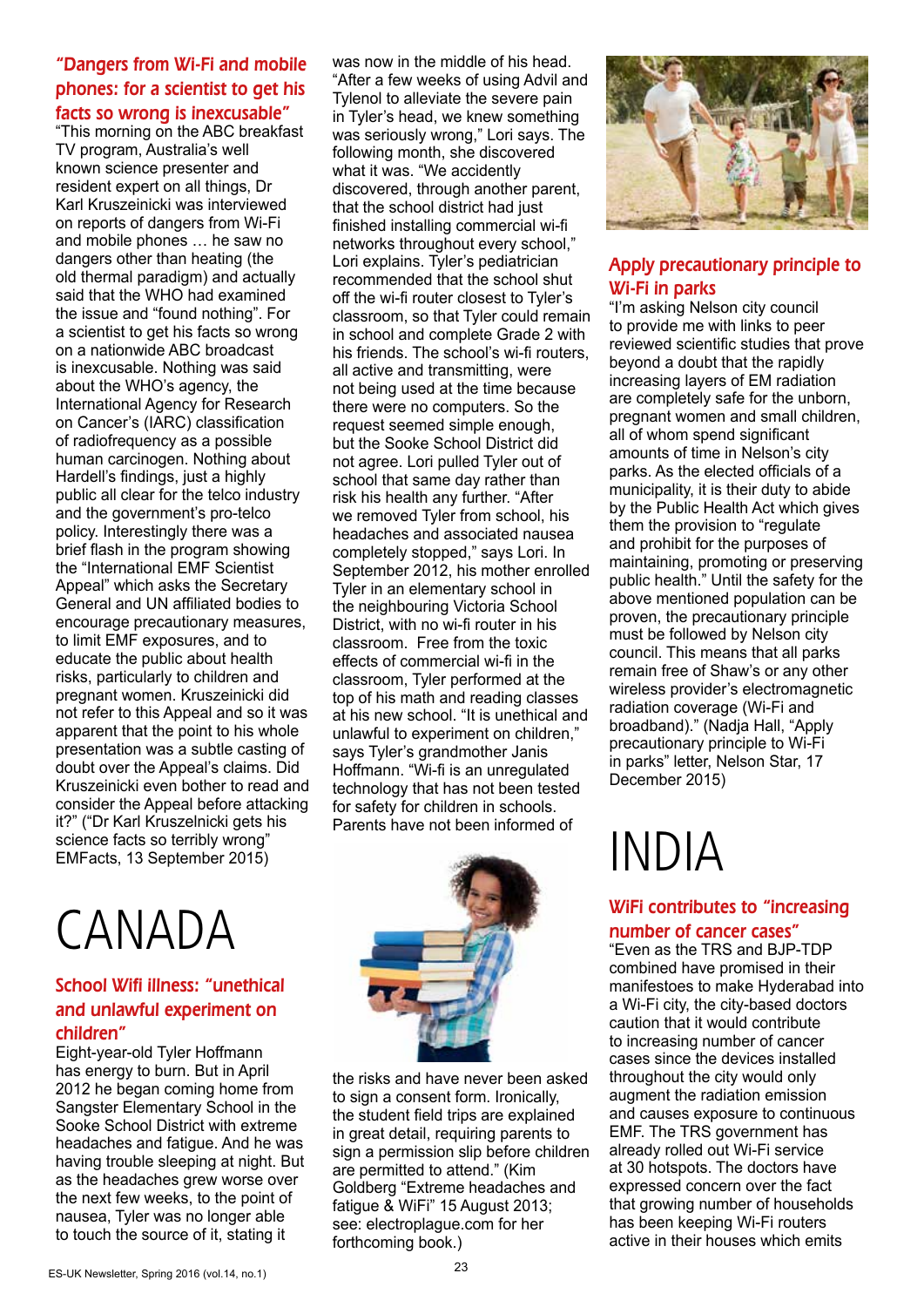### "Dangers from Wi-Fi and mobile phones: for a scientist to get his facts so wrong is inexcusable"

"This morning on the ABC breakfast TV program, Australia's well known science presenter and resident expert on all things, Dr Karl Kruszeinicki was interviewed on reports of dangers from Wi-Fi and mobile phones … he saw no dangers other than heating (the old thermal paradigm) and actually said that the WHO had examined the issue and "found nothing". For a scientist to get his facts so wrong on a nationwide ABC broadcast is inexcusable. Nothing was said about the WHO's agency, the International Agency for Research on Cancer's (IARC) classification of radiofrequency as a possible human carcinogen. Nothing about Hardell's findings, just a highly public all clear for the telco industry and the government's pro-telco policy. Interestingly there was a brief flash in the program showing the "International EMF Scientist Appeal" which asks the Secretary General and UN affiliated bodies to encourage precautionary measures, to limit EMF exposures, and to educate the public about health risks, particularly to children and pregnant women. Kruszeinicki did not refer to this Appeal and so it was apparent that the point to his whole presentation was a subtle casting of doubt over the Appeal's claims. Did Kruszeinicki even bother to read and consider the Appeal before attacking it?" ("Dr Karl Kruszelnicki gets his science facts so terribly wrong" EMFacts, 13 September 2015)

# CANADA

### School Wifi illness: "unethical and unlawful experiment on children"

Eight-year-old Tyler Hoffmann has energy to burn. But in April 2012 he began coming home from Sangster Elementary School in the Sooke School District with extreme headaches and fatigue. And he was having trouble sleeping at night. But as the headaches grew worse over the next few weeks, to the point of nausea, Tyler was no longer able to touch the source of it, stating it was now in the middle of his head. "After a few weeks of using Advil and Tylenol to alleviate the severe pain in Tyler's head, we knew something was seriously wrong," Lori says. The following month, she discovered what it was. "We accidently discovered, through another parent, that the school district had just finished installing commercial wi-fi networks throughout every school," Lori explains. Tyler's pediatrician recommended that the school shut off the wi-fi router closest to Tyler's classroom, so that Tyler could remain in school and complete Grade 2 with his friends. The school's wi-fi routers, all active and transmitting, were not being used at the time because there were no computers. So the request seemed simple enough, but the Sooke School District did not agree. Lori pulled Tyler out of school that same day rather than risk his health any further. "After we removed Tyler from school, his headaches and associated nausea completely stopped," says Lori. In September 2012, his mother enrolled Tyler in an elementary school in the neighbouring Victoria School District, with no wi-fi router in his classroom. Free from the toxic effects of commercial wi-fi in the classroom, Tyler performed at the top of his math and reading classes at his new school. "It is unethical and unlawful to experiment on children," says Tyler's grandmother Janis Hoffmann. "Wi-fi is an unregulated technology that has not been tested for safety for children in schools. Parents have not been informed of the risks and have never been asked to sign a consent form. Ironically, the student field trips are explained in great detail, requiring parents to sign a permission slip before children are permitted to attend." (Kim Goldberg "Extreme headaches and fatigue & WiFi" 15 August 2013; see: electroplague.com for her forthcoming book.)

### Apply precautionary principle to Wi-Fi in parks

"I'm asking Nelson city council to provide me with links to peer reviewed scientific studies that prove beyond a doubt that the rapidly increasing layers of EM radiation are completely safe for the unborn, pregnant women and small children, all of whom spend significant amounts of time in Nelson's city parks. As the elected officials of a municipality, it is their duty to abide by the Public Health Act which gives them the provision to "regulate and prohibit for the purposes of maintaining, promoting or preserving public health." Until the safety for the above mentioned population can be proven, the precautionary principle must be followed by Nelson city council. This means that all parks remain free of Shaw's or any other wireless provider's electromagnetic radiation coverage (Wi-Fi and broadband)." (Nadja Hall, "Apply precautionary principle to Wi-Fi in parks" letter, Nelson Star, 17 December 2015)

# INDIA

### WiFi contributes to "increasing number of cancer cases"

"Even as the TRS and BJP-TDP combined have promised in their manifestoes to make Hyderabad into a Wi-Fi city, the city-based doctors caution that it would contribute to increasing number of cancer cases since the devices installed throughout the city would only augment the radiation emission and causes exposure to continuous EMF. The TRS government has already rolled out Wi-Fi service at 30 hotspots. The doctors have expressed concern over the fact that growing number of households has been keeping Wi-Fi routers active in their houses which emits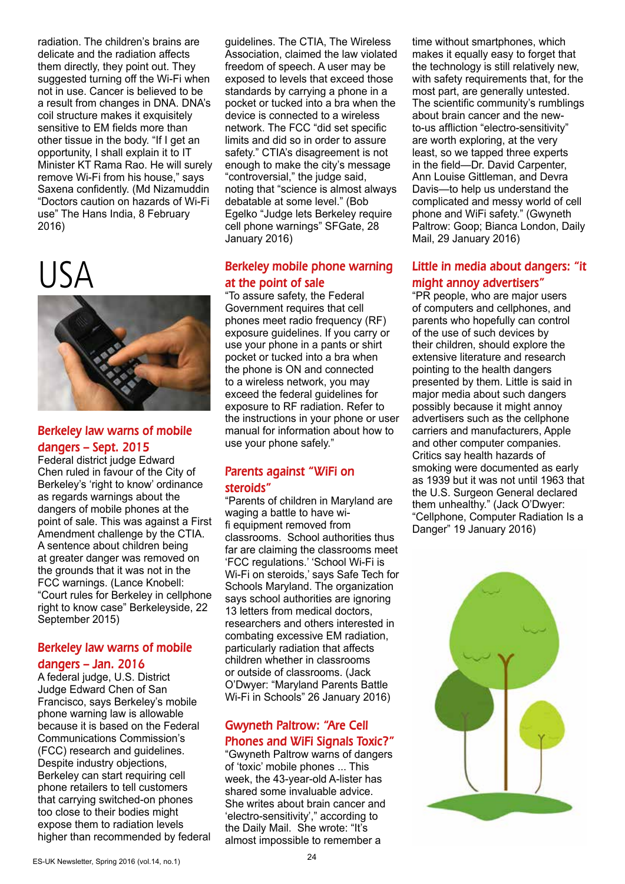radiation. The children's brains are delicate and the radiation affects them directly, they point out. They suggested turning off the Wi-Fi when not in use. Cancer is believed to be a result from changes in DNA. DNA's coil structure makes it exquisitely sensitive to EM fields more than other tissue in the body. "If I get an opportunity, I shall explain it to IT Minister KT Rama Rao. He will surely remove Wi-Fi from his house," says Saxena confidently. (Md Nizamuddin "Doctors caution on hazards of Wi-Fi use" The Hans India, 8 February 2016)

# USA

## Berkeley law warns of mobile dangers – Sept. 2015

Federal district judge Edward Chen ruled in favour of the City of Berkeley's 'right to know' ordinance as regards warnings about the dangers of mobile phones at the point of sale. This was against a First Amendment challenge by the CTIA. A sentence about children being at greater danger was removed on the grounds that it was not in the FCC warnings. (Lance Knobell: "Court rules for Berkeley in cellphone right to know case" Berkeleyside, 22 September 2015)

## Berkeley law warns of mobile dangers – Jan. 2016

A federal judge, U.S. District Judge Edward Chen of San Francisco, says Berkeley's mobile phone warning law is allowable because it is based on the Federal Communications Commission's (FCC) research and guidelines. Despite industry objections, Berkeley can start requiring cell phone retailers to tell customers that carrying switched-on phones too close to their bodies might expose them to radiation levels higher than recommended by federal guidelines. The CTIA, The Wireless Association, claimed the law violated freedom of speech. A user may be exposed to levels that exceed those standards by carrying a phone in a pocket or tucked into a bra when the device is connected to a wireless network. The FCC "did set specific limits and did so in order to assure safety." CTIA's disagreement is not enough to make the city's message "controversial," the judge said, noting that "science is almost always debatable at some level." (Bob Egelko "Judge lets Berkeley require cell phone warnings" SFGate, 28 January 2016)

## Berkeley mobile phone warning at the point of sale

"To assure safety, the Federal Government requires that cell phones meet radio frequency (RF) exposure guidelines. If you carry or use your phone in a pants or shirt pocket or tucked into a bra when the phone is ON and connected to a wireless network, you may exceed the federal guidelines for exposure to RF radiation. Refer to the instructions in your phone or user manual for information about how to use your phone safely."

## Parents against "WiFi on steroids"

"Parents of children in Maryland are waging a battle to have wi-fi equipment removed from classrooms. School authorities thus far are claiming the classrooms meet 'FCC regulations.' 'School Wi-Fi is Wi-Fi on steroids,' says Safe Tech for Schools Maryland. The organization says school authorities are ignoring 13 letters from medical doctors, researchers and others interested in combating excessive EM radiation, particularly radiation that affects children whether in classrooms or outside of classrooms. (Jack O'Dwyer: "Maryland Parents Battle Wi-Fi in Schools" 26 January 2016)

## Gwyneth Paltrow: "Are Cell Phones and WiFi Signals Toxic?"

"Gwyneth Paltrow warns of dangers of 'toxic' mobile phones ... This week, the 43-year-old A-lister has shared some invaluable advice. She writes about brain cancer and 'electro-sensitivity'," according to the Daily Mail. She wrote: "It's almost impossible to remember a time without smartphones, which makes it equally easy to forget that the technology is still relatively new, with safety requirements that, for the most part, are generally untested. The scientific community's rumblings about brain cancer and the new-to-us affliction "electro-sensitivity" are worth exploring, at the very least, so we tapped three experts in the field—Dr. David Carpenter, Ann Louise Gittleman, and Devra Davis—to help us understand the complicated and messy world of cell phone and WiFi safety." (Gwyneth Paltrow: Goop; Bianca London, Daily Mail, 29 January 2016)

## Little in media about dangers: "it might annoy advertisers"

"PR people, who are major users of computers and cellphones, and parents who hopefully can control of the use of such devices by their children, should explore the extensive literature and research pointing to the health dangers presented by them. Little is said in major media about such dangers possibly because it might annoy advertisers such as the cellphone carriers and manufacturers, Apple and other computer companies. Critics say health hazards of smoking were documented as early as 1939 but it was not until 1963 that the U.S. Surgeon General declared them unhealthy." (Jack O'Dwyer: "Cellphone, Computer Radiation Is a Danger" 19 January 2016)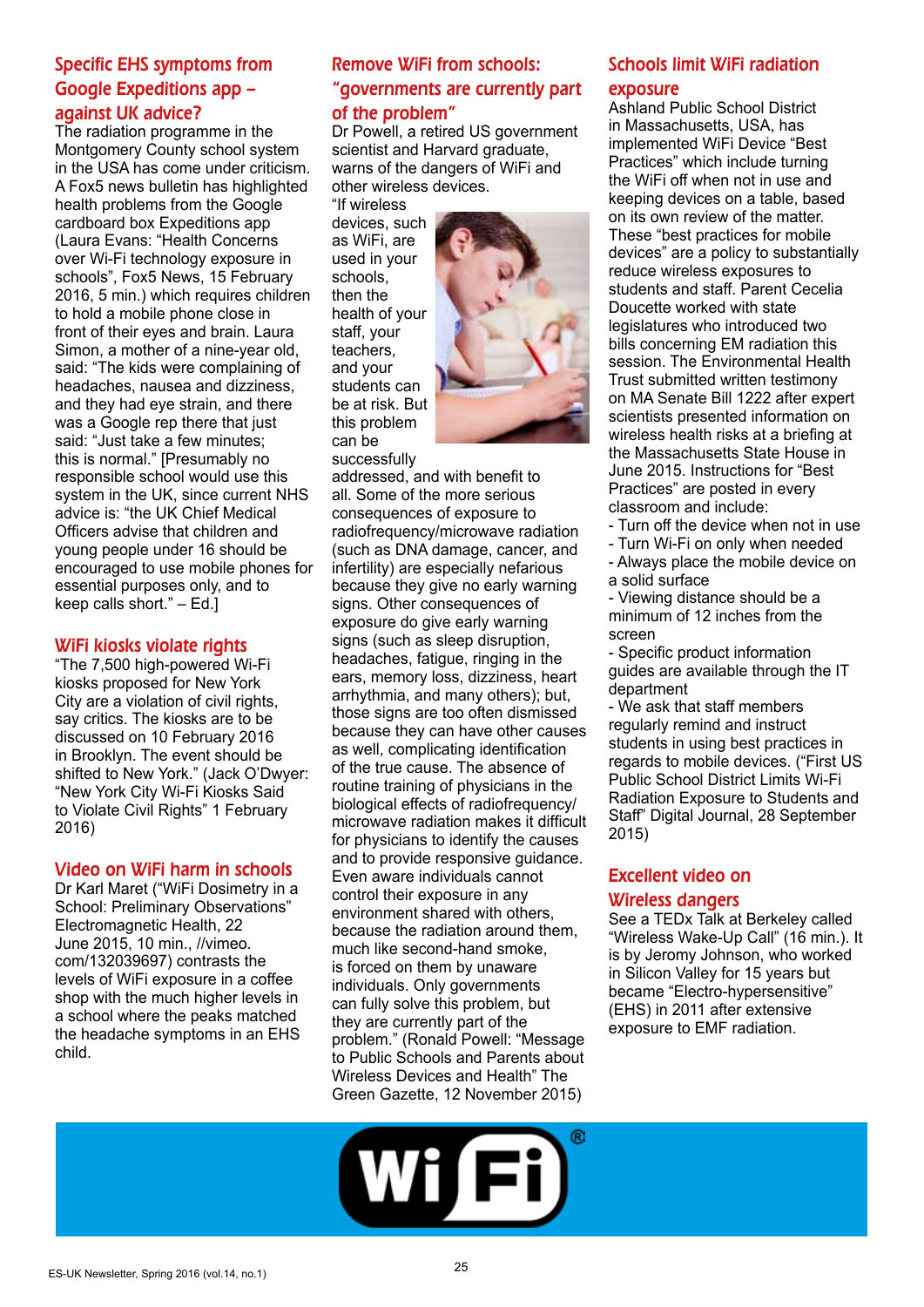## Specific EHS symptoms from Google Expeditions app – against UK advice?

The radiation programme in the Montgomery County school system in the USA has come under criticism. A Fox5 news bulletin has highlighted health problems from the Google cardboard box Expeditions app (Laura Evans: "Health Concerns over Wi-Fi technology exposure in schools", Fox5 News, 15 February 2016, 5 min.) which requires children to hold a mobile phone close in front of their eyes and brain. Laura Simon, a mother of a nine-year old, said: "The kids were complaining of headaches, nausea and dizziness, and they had eye strain, and there was a Google rep there that just said: "Just take a few minutes; this is normal." [Presumably no responsible school would use this system in the UK, since current NHS advice is: "the UK Chief Medical Officers advise that children and young people under 16 should be encouraged to use mobile phones for essential purposes only, and to keep calls short." – Ed.]

## WiFi kiosks violate rights

"The 7,500 high-powered Wi-Fi kiosks proposed for New York City are a violation of civil rights, say critics. The kiosks are to be discussed on 10 February 2016 in Brooklyn. The event should be shifted to New York." (Jack O'Dwyer: "New York City Wi-Fi Kiosks Said to Violate Civil Rights" 1 February 2016)

## Video on WiFi harm in schools

Dr Karl Maret ("WiFi Dosimetry in a School: Preliminary Observations" Electromagnetic Health, 22 June 2015, 10 min., //vimeo.com/132039697) contrasts the levels of WiFi exposure in a coffee shop with the much higher levels in a school where the peaks matched the headache symptoms in an EHS child.

## Remove WiFi from schools: "governments are currently part of the problem"

Dr Powell, a retired US government scientist and Harvard graduate, warns of the dangers of WiFi and other wireless devices.

"If wireless devices, such as WiFi, are used in your schools, then the health of your staff, your teachers, and your students can be at risk. But this problem can be successfully addressed, and with benefit to all. Some of the more serious consequences of exposure to radiofrequency/microwave radiation (such as DNA damage, cancer, and infertility) are especially nefarious because they give no early warning signs. Other consequences of exposure do give early warning signs (such as sleep disruption, headaches, fatigue, ringing in the ears, memory loss, dizziness, heart arrhythmia, and many others); but, those signs are too often dismissed because they can have other causes as well, complicating identification of the true cause. The absence of routine training of physicians in the biological effects of radiofrequency/microwave radiation makes it difficult for physicians to identify the causes and to provide responsive guidance. Even aware individuals cannot control their exposure in any environment shared with others, because the radiation around them, much like second-hand smoke, is forced on them by unaware individuals. Only governments can fully solve this problem, but they are currently part of the problem." (Ronald Powell: "Message to Public Schools and Parents about Wireless Devices and Health" The Green Gazette, 12 November 2015)

## Schools limit WiFi radiation exposure

Ashland Public School District in Massachusetts, USA, has implemented WiFi Device "Best Practices" which include turning the WiFi off when not in use and keeping devices on a table, based on its own review of the matter. These "best practices for mobile devices" are a policy to substantially reduce wireless exposures to students and staff. Parent Cecelia Doucette worked with state legislatures who introduced two bills concerning EM radiation this session. The Environmental Health Trust submitted written testimony on MA Senate Bill 1222 after expert scientists presented information on wireless health risks at a briefing at the Massachusetts State House in June 2015. Instructions for "Best Practices" are posted in every classroom and include:

- Turn off the device when not in use
- Turn Wi-Fi on only when needed
- Always place the mobile device on a solid surface
- Viewing distance should be a minimum of 12 inches from the screen
- Specific product information guides are available through the IT department
- We ask that staff members regularly remind and instruct students in using best practices in regards to mobile devices. ("First US Public School District Limits Wi-Fi Radiation Exposure to Students and Staff" Digital Journal, 28 September 2015)

## Excellent video on Wireless dangers

See a TEDx Talk at Berkeley called "Wireless Wake-Up Call" (16 min.). It is by Jeromy Johnson, who worked in Silicon Valley for 15 years but became "Electro-hypersensitive" (EHS) in 2011 after extensive exposure to EMF radiation.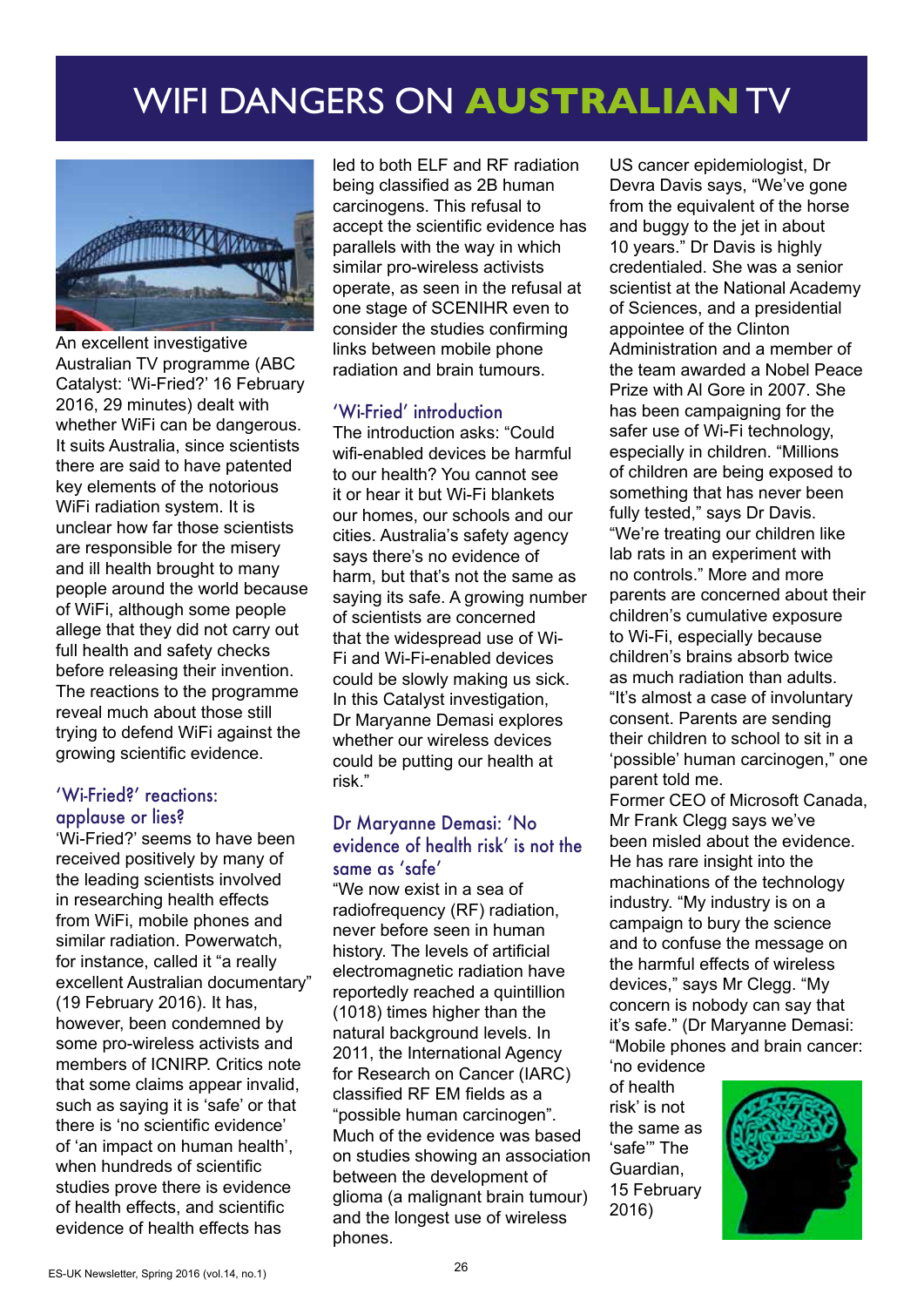# WIFI DANGERS ON AUSTRALIAN TV

An excellent investigative Australian TV programme (ABC Catalyst: 'Wi-Fried?' 16 February 2016, 29 minutes) dealt with whether WiFi can be dangerous. It suits Australia, since scientists there are said to have patented key elements of the notorious WiFi radiation system. It is unclear how far those scientists are responsible for the misery and ill health brought to many people around the world because of WiFi, although some people allege that they did not carry out full health and safety checks before releasing their invention. The reactions to the programme reveal much about those still trying to defend WiFi against the growing scientific evidence.

## 'Wi-Fried?' reactions: applause or lies?

'Wi-Fried?' seems to have been received positively by many of the leading scientists involved in researching health effects from WiFi, mobile phones and similar radiation. Powerwatch, for instance, called it "a really excellent Australian documentary" (19 February 2016). It has, however, been condemned by some pro-wireless activists and members of ICNIRP. Critics note that some claims appear invalid, such as saying it is 'safe' or that there is 'no scientific evidence' of 'an impact on human health', when hundreds of scientific studies prove there is evidence of health effects, and scientific evidence of health effects has led to both ELF and RF radiation being classified as 2B human carcinogens. This refusal to accept the scientific evidence has parallels with the way in which similar pro-wireless activists operate, as seen in the refusal at one stage of SCENIHR even to consider the studies confirming links between mobile phone radiation and brain tumours.

## 'Wi-Fried' introduction

The introduction asks: "Could wifi-enabled devices be harmful to our health? You cannot see it or hear it but Wi-Fi blankets our homes, our schools and our cities. Australia's safety agency says there's no evidence of harm, but that's not the same as saying its safe. A growing number of scientists are concerned that the widespread use of Wi-Fi and Wi-Fi-enabled devices could be slowly making us sick. In this Catalyst investigation, Dr Maryanne Demasi explores whether our wireless devices could be putting our health at risk."

## Dr Maryanne Demasi: 'No evidence of health risk' is not the same as 'safe'

"We now exist in a sea of radiofrequency (RF) radiation, never before seen in human history. The levels of artificial electromagnetic radiation have reportedly reached a quintillion ($10^{18}$) times higher than the natural background levels. In 2011, the International Agency for Research on Cancer (IARC) classified RF EM fields as a "possible human carcinogen". Much of the evidence was based on studies showing an association between the development of glioma (a malignant brain tumour) and the longest use of wireless phones.

US cancer epidemiologist, Dr Devra Davis says, "We've gone from the equivalent of the horse and buggy to the jet in about 10 years." Dr Davis is highly credentialed. She was a senior scientist at the National Academy of Sciences, and a presidential appointee of the Clinton Administration and a member of the team awarded a Nobel Peace Prize with Al Gore in 2007. She has been campaigning for the safer use of Wi-Fi technology, especially in children. "Millions of children are being exposed to something that has never been fully tested," says Dr Davis. "We're treating our children like lab rats in an experiment with no controls." More and more parents are concerned about their children's cumulative exposure to Wi-Fi, especially because children's brains absorb twice as much radiation than adults. "It's almost a case of involuntary consent. Parents are sending their children to school to sit in a 'possible' human carcinogen," one parent told me.

Former CEO of Microsoft Canada, Mr Frank Clegg says we've been misled about the evidence. He has rare insight into the machinations of the technology industry. "My industry is on a campaign to bury the science and to confuse the message on the harmful effects of wireless devices," says Mr Clegg. "My concern is nobody can say that it's safe." (Dr Maryanne Demasi: "Mobile phones and brain cancer: 'no evidence of health risk' is not the same as 'safe'" The Guardian, 15 February 2016)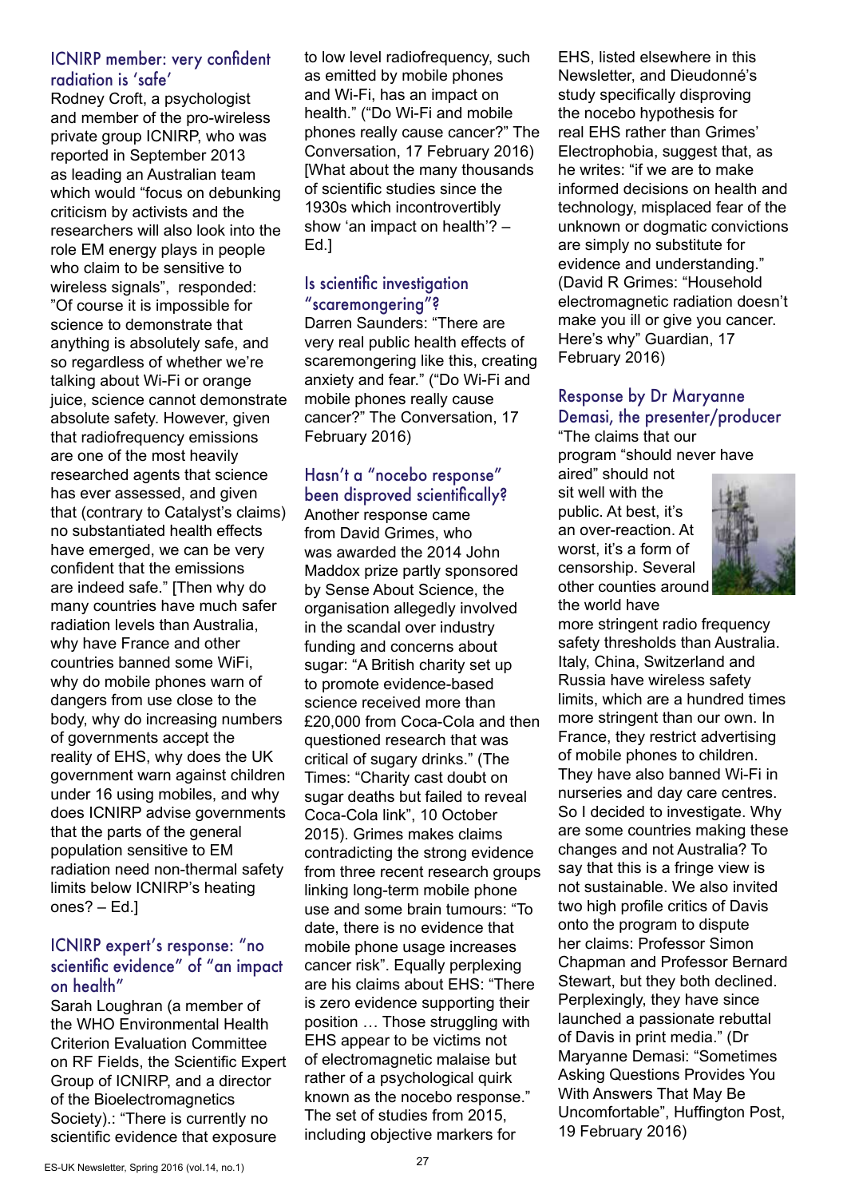### ICNIRP member: very confident radiation is 'safe'

Rodney Croft, a psychologist and member of the pro-wireless private group ICNIRP, who was reported in September 2013 as leading an Australian team which would "focus on debunking criticism by activists and the researchers will also look into the role EM energy plays in people who claim to be sensitive to wireless signals", responded: "Of course it is impossible for science to demonstrate that anything is absolutely safe, and so regardless of whether we're talking about Wi-Fi or orange juice, science cannot demonstrate absolute safety. However, given that radiofrequency emissions are one of the most heavily researched agents that science has ever assessed, and given that (contrary to Catalyst's claims) no substantiated health effects have emerged, we can be very confident that the emissions are indeed safe." [Then why do many countries have much safer radiation levels than Australia, why have France and other countries banned some WiFi, why do mobile phones warn of dangers from use close to the body, why do increasing numbers of governments accept the reality of EHS, why does the UK government warn against children under 16 using mobiles, and why does ICNIRP advise governments that the parts of the general population sensitive to EM radiation need non-thermal safety limits below ICNIRP's heating ones? – Ed.]

### ICNIRP expert's response: "no scientific evidence" of "an impact on health"

Sarah Loughran (a member of the WHO Environmental Health Criterion Evaluation Committee on RF Fields, the Scientific Expert Group of ICNIRP, and a director of the Bioelectromagnetics Society).: "There is currently no scientific evidence that exposure to low level radiofrequency, such as emitted by mobile phones and Wi-Fi, has an impact on health." ("Do Wi-Fi and mobile phones really cause cancer?" The Conversation, 17 February 2016) [What about the many thousands of scientific studies since the 1930s which incontrovertibly show 'an impact on health'? – Ed.]

### Is scientific investigation "scaremongering"?

Darren Saunders: "There are very real public health effects of scaremongering like this, creating anxiety and fear." ("Do Wi-Fi and mobile phones really cause cancer?" The Conversation, 17 February 2016)

### Hasn't a "nocebo response" been disproved scientifically?

Another response came from David Grimes, who was awarded the 2014 John Maddox prize partly sponsored by Sense About Science, the organisation allegedly involved in the scandal over industry funding and concerns about sugar: "A British charity set up to promote evidence-based science received more than £20,000 from Coca-Cola and then questioned research that was critical of sugary drinks." (The Times: "Charity cast doubt on sugar deaths but failed to reveal Coca-Cola link", 10 October 2015). Grimes makes claims contradicting the strong evidence from three recent research groups linking long-term mobile phone use and some brain tumours: "To date, there is no evidence that mobile phone usage increases cancer risk". Equally perplexing are his claims about EHS: "There is zero evidence supporting their position … Those struggling with EHS appear to be victims not of electromagnetic malaise but rather of a psychological quirk known as the nocebo response." The set of studies from 2015, including objective markers for EHS, listed elsewhere in this Newsletter, and Dieudonné's study specifically disproving the nocebo hypothesis for real EHS rather than Grimes' Electrophobia, suggest that, as he writes: "if we are to make informed decisions on health and technology, misplaced fear of the unknown or dogmatic convictions are simply no substitute for evidence and understanding." (David R Grimes: "Household electromagnetic radiation doesn't make you ill or give you cancer. Here's why" Guardian, 17 February 2016)

### Response by Dr Maryanne Demasi, the presenter/producer

"The claims that our program "should never have aired" should not sit well with the public. At best, it's an over-reaction. At worst, it's a form of censorship. Several other counties around the world have more stringent radio frequency safety thresholds than Australia. Italy, China, Switzerland and Russia have wireless safety limits, which are a hundred times more stringent than our own. In France, they restrict advertising of mobile phones to children. They have also banned Wi-Fi in nurseries and day care centres. So I decided to investigate. Why are some countries making these changes and not Australia? To say that this is a fringe view is not sustainable. We also invited two high profile critics of Davis onto the program to dispute her claims: Professor Simon Chapman and Professor Bernard Stewart, but they both declined. Perplexingly, they have since launched a passionate rebuttal of Davis in print media." (Dr Maryanne Demasi: "Sometimes Asking Questions Provides You With Answers That May Be Uncomfortable", Huffington Post, 19 February 2016)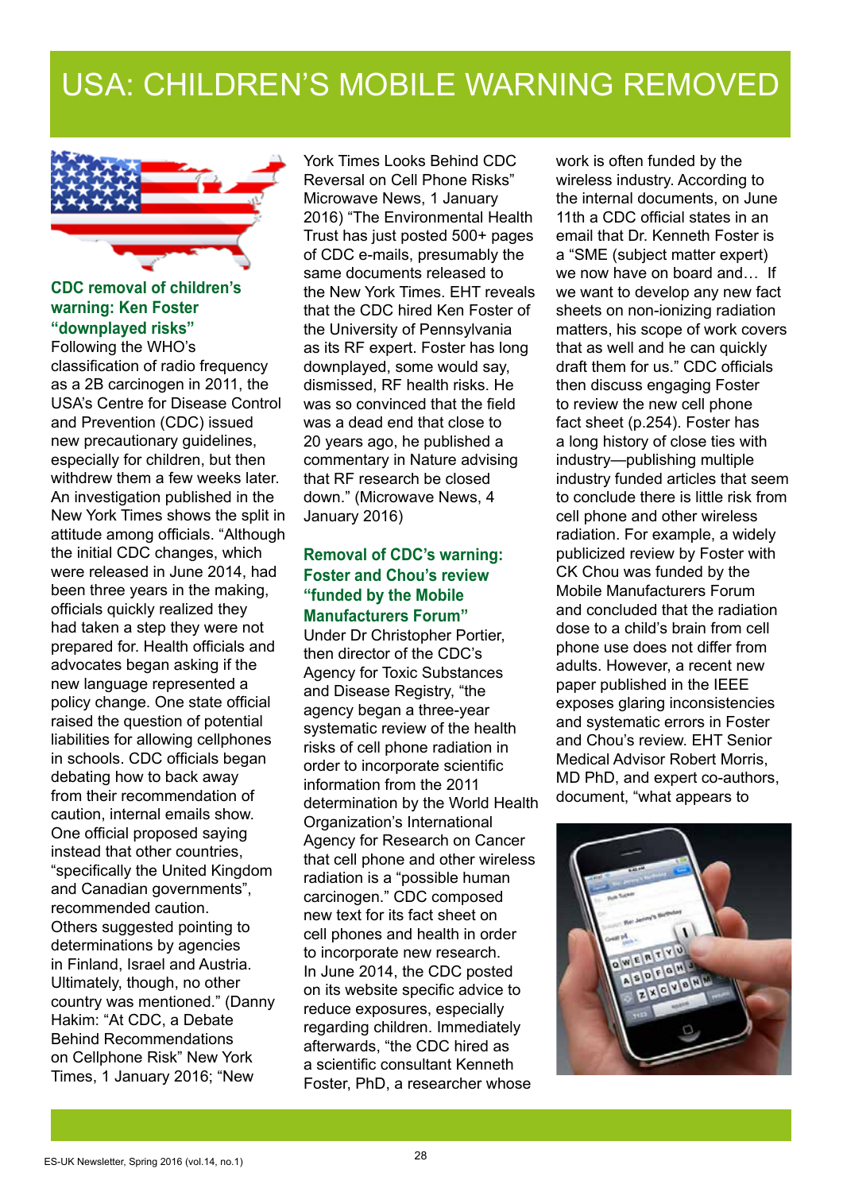# USA: CHILDREN'S MOBILE WARNING REMOVED

### CDC removal of children's warning: Ken Foster "downplayed risks"

Following the WHO's classification of radio frequency as a 2B carcinogen in 2011, the USA's Centre for Disease Control and Prevention (CDC) issued new precautionary guidelines, especially for children, but then withdrew them a few weeks later. An investigation published in the New York Times shows the split in attitude among officials. "Although the initial CDC changes, which were released in June 2014, had been three years in the making, officials quickly realized they had taken a step they were not prepared for. Health officials and advocates began asking if the new language represented a policy change. One state official raised the question of potential liabilities for allowing cellphones in schools. CDC officials began debating how to back away from their recommendation of caution, internal emails show. One official proposed saying instead that other countries, "specifically the United Kingdom and Canadian governments", recommended caution. Others suggested pointing to determinations by agencies in Finland, Israel and Austria. Ultimately, though, no other country was mentioned." (Danny Hakim: "At CDC, a Debate Behind Recommendations on Cellphone Risk" New York Times, 1 January 2016; "New York Times Looks Behind CDC Reversal on Cell Phone Risks" Microwave News, 1 January 2016) "The Environmental Health Trust has just posted 500+ pages of CDC e-mails, presumably the same documents released to the New York Times. EHT reveals that the CDC hired Ken Foster of the University of Pennsylvania as its RF expert. Foster has long downplayed, some would say, dismissed, RF health risks. He was so convinced that the field was a dead end that close to 20 years ago, he published a commentary in Nature advising that RF research be closed down." (Microwave News, 4 January 2016)

### Removal of CDC's warning: Foster and Chou's review "funded by the Mobile Manufacturers Forum"

Under Dr Christopher Portier, then director of the CDC's Agency for Toxic Substances and Disease Registry, "the agency began a three-year systematic review of the health risks of cell phone radiation in order to incorporate scientific information from the 2011 determination by the World Health Organization's International Agency for Research on Cancer that cell phone and other wireless radiation is a "possible human carcinogen." CDC composed new text for its fact sheet on cell phones and health in order to incorporate new research. In June 2014, the CDC posted on its website specific advice to reduce exposures, especially regarding children. Immediately afterwards, "the CDC hired as a scientific consultant Kenneth Foster, PhD, a researcher whose work is often funded by the wireless industry. According to the internal documents, on June 11th a CDC official states in an email that Dr. Kenneth Foster is a "SME (subject matter expert) we now have on board and… If we want to develop any new fact sheets on non-ionizing radiation matters, his scope of work covers that as well and he can quickly draft them for us." CDC officials then discuss engaging Foster to review the new cell phone fact sheet (p.254). Foster has a long history of close ties with industry—publishing multiple industry funded articles that seem to conclude there is little risk from cell phone and other wireless radiation. For example, a widely publicized review by Foster with CK Chou was funded by the Mobile Manufacturers Forum and concluded that the radiation dose to a child's brain from cell phone use does not differ from adults. However, a recent new paper published in the IEEE exposes glaring inconsistencies and systematic errors in Foster and Chou's review. EHT Senior Medical Advisor Robert Morris, MD PhD, and expert co-authors, document, "what appears to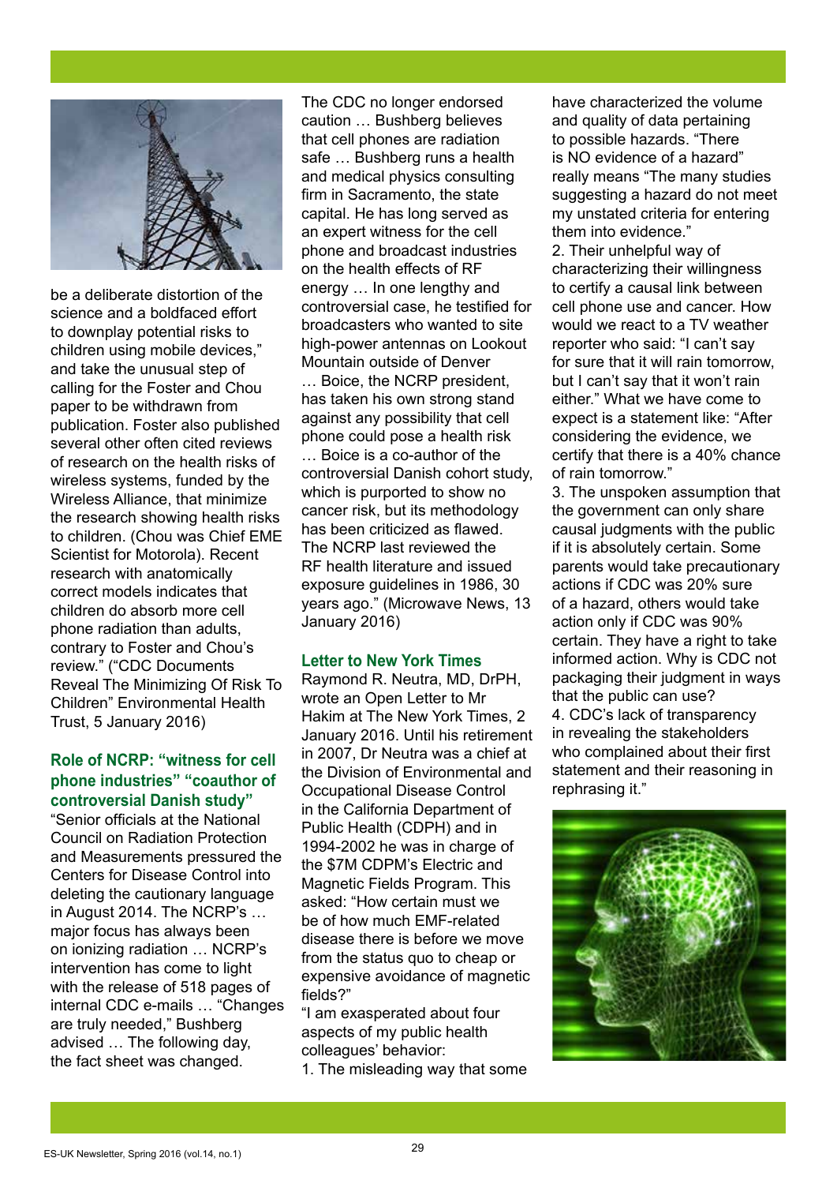be a deliberate distortion of the science and a boldfaced effort to downplay potential risks to children using mobile devices," and take the unusual step of calling for the Foster and Chou paper to be withdrawn from publication. Foster also published several other often cited reviews of research on the health risks of wireless systems, funded by the Wireless Alliance, that minimize the research showing health risks to children. (Chou was Chief EME Scientist for Motorola). Recent research with anatomically correct models indicates that children do absorb more cell phone radiation than adults, contrary to Foster and Chou's review." ("CDC Documents Reveal The Minimizing Of Risk To Children" Environmental Health Trust, 5 January 2016)

### Role of NCRP: "witness for cell phone industries" "coauthor of controversial Danish study"

"Senior officials at the National Council on Radiation Protection and Measurements pressured the Centers for Disease Control into deleting the cautionary language in August 2014. The NCRP's … major focus has always been on ionizing radiation … NCRP's intervention has come to light with the release of 518 pages of internal CDC e-mails … "Changes are truly needed," Bushberg advised … The following day, the fact sheet was changed. The CDC no longer endorsed caution … Bushberg believes that cell phones are radiation safe … Bushberg runs a health and medical physics consulting firm in Sacramento, the state capital. He has long served as an expert witness for the cell phone and broadcast industries on the health effects of RF energy … In one lengthy and controversial case, he testified for broadcasters who wanted to site high-power antennas on Lookout Mountain outside of Denver … Boice, the NCRP president, has taken his own strong stand against any possibility that cell phone could pose a health risk … Boice is a co-author of the controversial Danish cohort study, which is purported to show no cancer risk, but its methodology has been criticized as flawed. The NCRP last reviewed the RF health literature and issued exposure guidelines in 1986, 30 years ago." (Microwave News, 13 January 2016)

### Letter to New York Times

Raymond R. Neutra, MD, DrPH, wrote an Open Letter to Mr Hakim at The New York Times, 2 January 2016. Until his retirement in 2007, Dr Neutra was a chief at the Division of Environmental and Occupational Disease Control in the California Department of Public Health (CDPH) and in 1994-2002 he was in charge of the $7M CDPM's Electric and Magnetic Fields Program. This asked: "How certain must we be of how much EMF-related disease there is before we move from the status quo to cheap or expensive avoidance of magnetic fields?"

"I am exasperated about four aspects of my public health colleagues' behavior:

1. The misleading way that some have characterized the volume and quality of data pertaining to possible hazards. "There is NO evidence of a hazard" really means "The many studies suggesting a hazard do not meet my unstated criteria for entering them into evidence."
2. Their unhelpful way of characterizing their willingness to certify a causal link between cell phone use and cancer. How would we react to a TV weather reporter who said: "I can't say for sure that it will rain tomorrow, but I can't say that it won't rain either." What we have come to expect is a statement like: "After considering the evidence, we certify that there is a 40% chance of rain tomorrow."
3. The unspoken assumption that the government can only share causal judgments with the public if it is absolutely certain. Some parents would take precautionary actions if CDC was 20% sure of a hazard, others would take action only if CDC was 90% certain. They have a right to take informed action. Why is CDC not packaging their judgment in ways that the public can use?
4. CDC's lack of transparency in revealing the stakeholders who complained about their first statement and their reasoning in rephrasing it."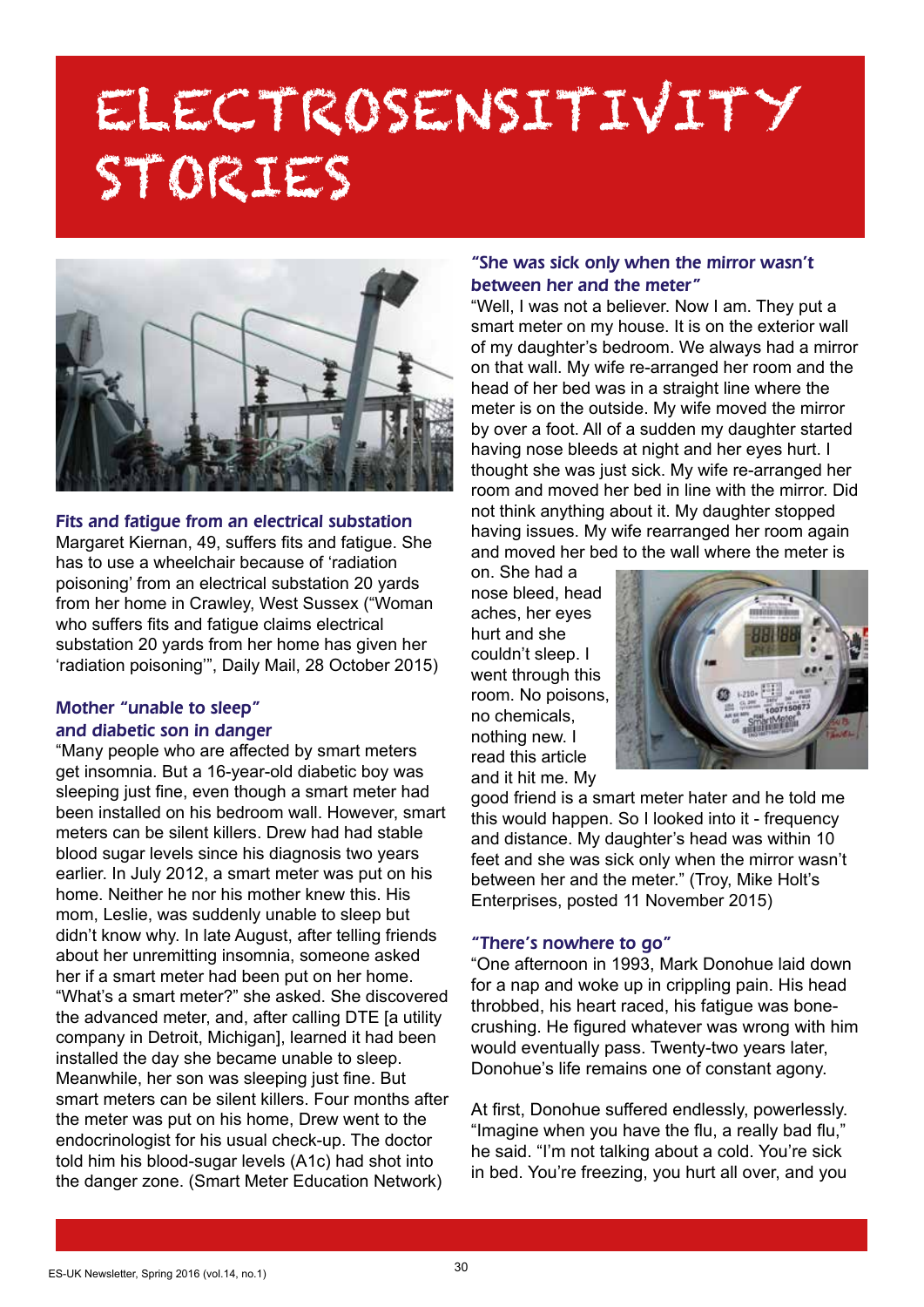# ELECTROSENSITIVITY STORIES

### Fits and fatigue from an electrical substation

Margaret Kiernan, 49, suffers fits and fatigue. She has to use a wheelchair because of 'radiation poisoning' from an electrical substation 20 yards from her home in Crawley, West Sussex ("Woman who suffers fits and fatigue claims electrical substation 20 yards from her home has given her 'radiation poisoning'", Daily Mail, 28 October 2015)

### Mother "unable to sleep" and diabetic son in danger

"Many people who are affected by smart meters get insomnia. But a 16-year-old diabetic boy was sleeping just fine, even though a smart meter had been installed on his bedroom wall. However, smart meters can be silent killers. Drew had had stable blood sugar levels since his diagnosis two years earlier. In July 2012, a smart meter was put on his home. Neither he nor his mother knew this. His mom, Leslie, was suddenly unable to sleep but didn't know why. In late August, after telling friends about her unremitting insomnia, someone asked her if a smart meter had been put on her home. "What's a smart meter?" she asked. She discovered the advanced meter, and, after calling DTE [a utility company in Detroit, Michigan], learned it had been installed the day she became unable to sleep. Meanwhile, her son was sleeping just fine. But smart meters can be silent killers. Four months after the meter was put on his home, Drew went to the endocrinologist for his usual check-up. The doctor told him his blood-sugar levels (A1c) had shot into the danger zone. (Smart Meter Education Network)

### "She was sick only when the mirror wasn't between her and the meter"

"Well, I was not a believer. Now I am. They put a smart meter on my house. It is on the exterior wall of my daughter's bedroom. We always had a mirror on that wall. My wife re-arranged her room and the head of her bed was in a straight line where the meter is on the outside. My wife moved the mirror by over a foot. All of a sudden my daughter started having nose bleeds at night and her eyes hurt. I thought she was just sick. My wife re-arranged her room and moved her bed in line with the mirror. Did not think anything about it. My daughter stopped having issues. My wife rearranged her room again and moved her bed to the wall where the meter is on. She had a nose bleed, head aches, her eyes hurt and she couldn't sleep. I went through this room. No poisons, no chemicals, nothing new. I read this article and it hit me. My good friend is a smart meter hater and he told me this would happen. So I looked into it - frequency and distance. My daughter's head was within 10 feet and she was sick only when the mirror wasn't between her and the meter." (Troy, Mike Holt's Enterprises, posted 11 November 2015)

### "There's nowhere to go"

"One afternoon in 1993, Mark Donohue laid down for a nap and woke up in crippling pain. His head throbbed, his heart raced, his fatigue was bone-crushing. He figured whatever was wrong with him would eventually pass. Twenty-two years later, Donohue's life remains one of constant agony.

At first, Donohue suffered endlessly, powerlessly. "Imagine when you have the flu, a really bad flu," he said. "I'm not talking about a cold. You're sick in bed. You're freezing, you hurt all over, and you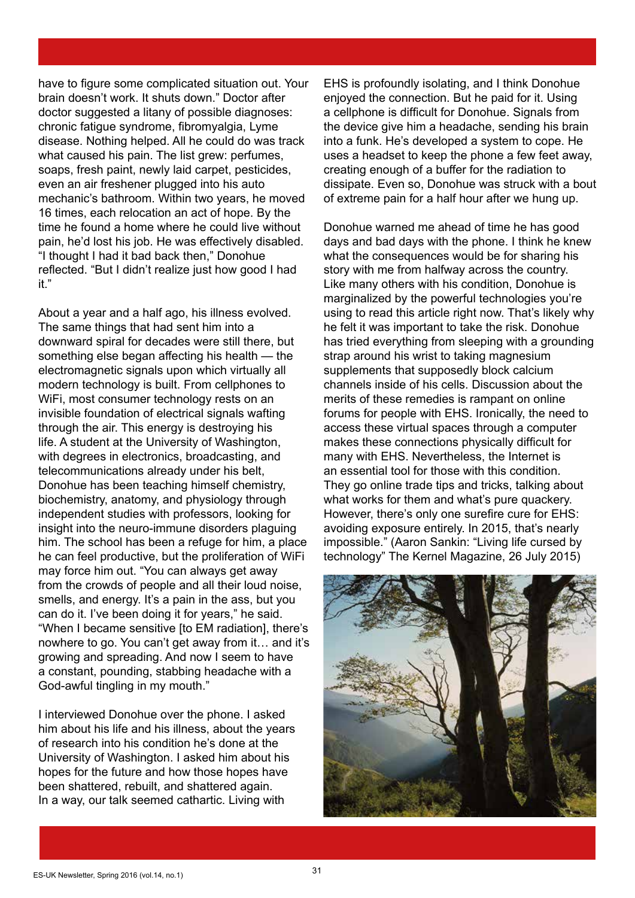have to figure some complicated situation out. Your brain doesn't work. It shuts down." Doctor after doctor suggested a litany of possible diagnoses: chronic fatigue syndrome, fibromyalgia, Lyme disease. Nothing helped. All he could do was track what caused his pain. The list grew: perfumes, soaps, fresh paint, newly laid carpet, pesticides, even an air freshener plugged into his auto mechanic's bathroom. Within two years, he moved 16 times, each relocation an act of hope. By the time he found a home where he could live without pain, he'd lost his job. He was effectively disabled. "I thought I had it bad back then," Donohue reflected. "But I didn't realize just how good I had it."

About a year and a half ago, his illness evolved. The same things that had sent him into a downward spiral for decades were still there, but something else began affecting his health — the electromagnetic signals upon which virtually all modern technology is built. From cellphones to WiFi, most consumer technology rests on an invisible foundation of electrical signals wafting through the air. This energy is destroying his life. A student at the University of Washington, with degrees in electronics, broadcasting, and telecommunications already under his belt, Donohue has been teaching himself chemistry, biochemistry, anatomy, and physiology through independent studies with professors, looking for insight into the neuro-immune disorders plaguing him. The school has been a refuge for him, a place he can feel productive, but the proliferation of WiFi may force him out. "You can always get away from the crowds of people and all their loud noise, smells, and energy. It's a pain in the ass, but you can do it. I've been doing it for years," he said. "When I became sensitive [to EM radiation], there's nowhere to go. You can't get away from it… and it's growing and spreading. And now I seem to have a constant, pounding, stabbing headache with a God-awful tingling in my mouth."

I interviewed Donohue over the phone. I asked him about his life and his illness, about the years of research into his condition he's done at the University of Washington. I asked him about his hopes for the future and how those hopes have been shattered, rebuilt, and shattered again. In a way, our talk seemed cathartic. Living with EHS is profoundly isolating, and I think Donohue enjoyed the connection. But he paid for it. Using a cellphone is difficult for Donohue. Signals from the device give him a headache, sending his brain into a funk. He's developed a system to cope. He uses a headset to keep the phone a few feet away, creating enough of a buffer for the radiation to dissipate. Even so, Donohue was struck with a bout of extreme pain for a half hour after we hung up.

Donohue warned me ahead of time he has good days and bad days with the phone. I think he knew what the consequences would be for sharing his story with me from halfway across the country. Like many others with his condition, Donohue is marginalized by the powerful technologies you're using to read this article right now. That's likely why he felt it was important to take the risk. Donohue has tried everything from sleeping with a grounding strap around his wrist to taking magnesium supplements that supposedly block calcium channels inside of his cells. Discussion about the merits of these remedies is rampant on online forums for people with EHS. Ironically, the need to access these virtual spaces through a computer makes these connections physically difficult for many with EHS. Nevertheless, the Internet is an essential tool for those with this condition. They go online trade tips and tricks, talking about what works for them and what's pure quackery. However, there's only one surefire cure for EHS: avoiding exposure entirely. In 2015, that's nearly impossible." (Aaron Sankin: "Living life cursed by technology" The Kernel Magazine, 26 July 2015)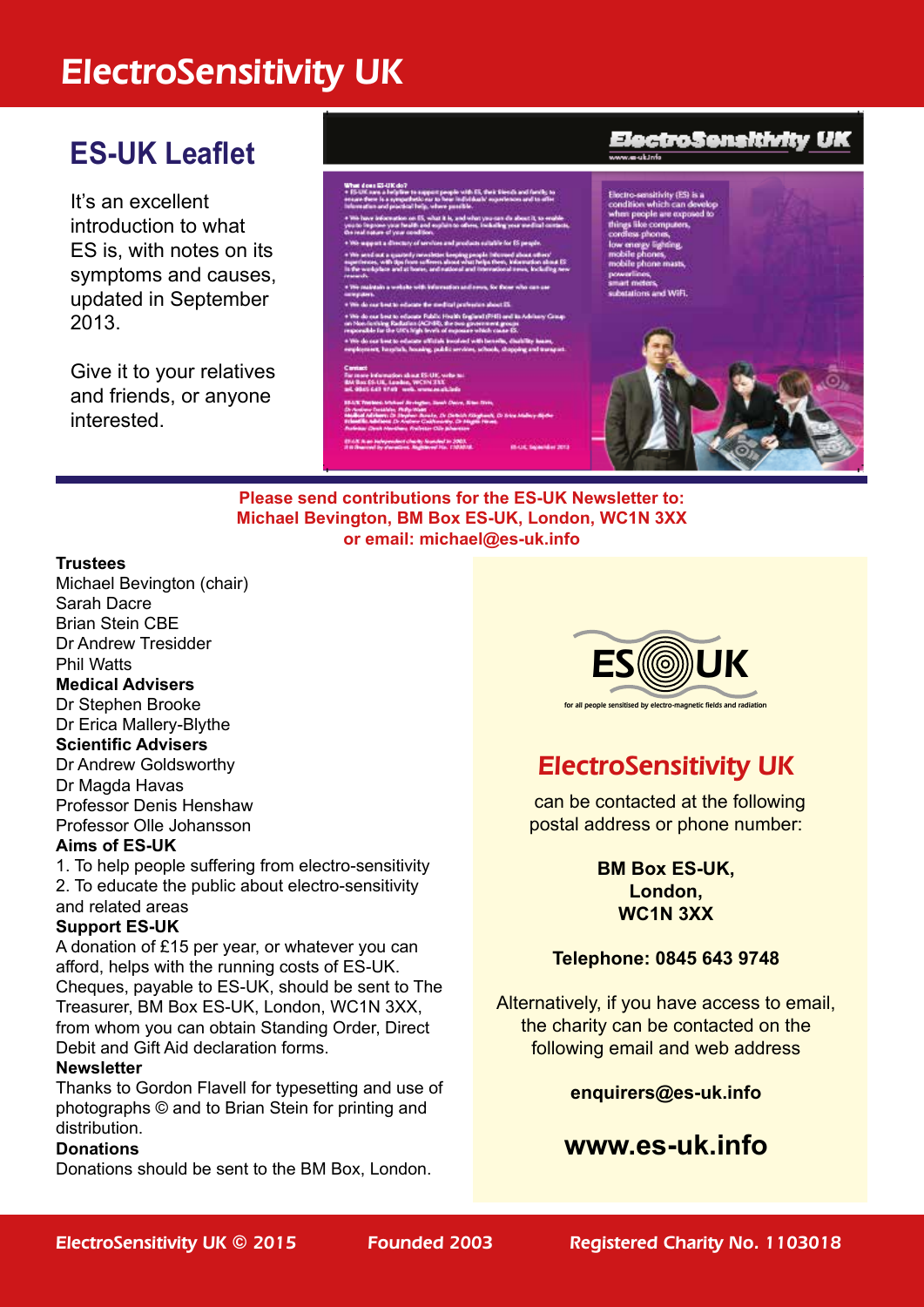# ElectroSensitivity UK

## ES-UK Leaflet

It's an excellent introduction to what ES is, with notes on its symptoms and causes, updated in September 2013.

Give it to your relatives and friends, or anyone interested.

**Please send contributions for the ES-UK Newsletter to:**
**Michael Bevington, BM Box ES-UK, London, WC1N 3XX**
**or email: michael@es-uk.info**

**Trustees**
Michael Bevington (chair)
Sarah Dacre
Brian Stein CBE
Dr Andrew Tresidder
Phil Watts

**Medical Advisers**
Dr Stephen Brooke
Dr Erica Mallery-Blythe

**Scientific Advisers**
Dr Andrew Goldsworthy
Dr Magda Havas
Professor Denis Henshaw
Professor Olle Johansson

**Aims of ES-UK**
1. To help people suffering from electro-sensitivity
2. To educate the public about electro-sensitivity and related areas

**Support ES-UK**
A donation of £15 per year, or whatever you can afford, helps with the running costs of ES-UK. Cheques, payable to ES-UK, should be sent to The Treasurer, BM Box ES-UK, London, WC1N 3XX, from whom you can obtain Standing Order, Direct Debit and Gift Aid declaration forms.

**Newsletter**
Thanks to Gordon Flavell for typesetting and use of photographs © and to Brian Stein for printing and distribution.

**Donations**
Donations should be sent to the BM Box, London.

ES UK
for all people sensitised by electro-magnetic fields and radiation

## ElectroSensitivity UK

can be contacted at the following postal address or phone number:

**BM Box ES-UK,**
**London,**
**WC1N 3XX**

**Telephone: 0845 643 9748**

Alternatively, if you have access to email, the charity can be contacted on the following email and web address

**enquirers@es-uk.info**

**www.es-uk.info**

ElectroSensitivity UK © 2015 Founded 2003 Registered Charity No. 1103018